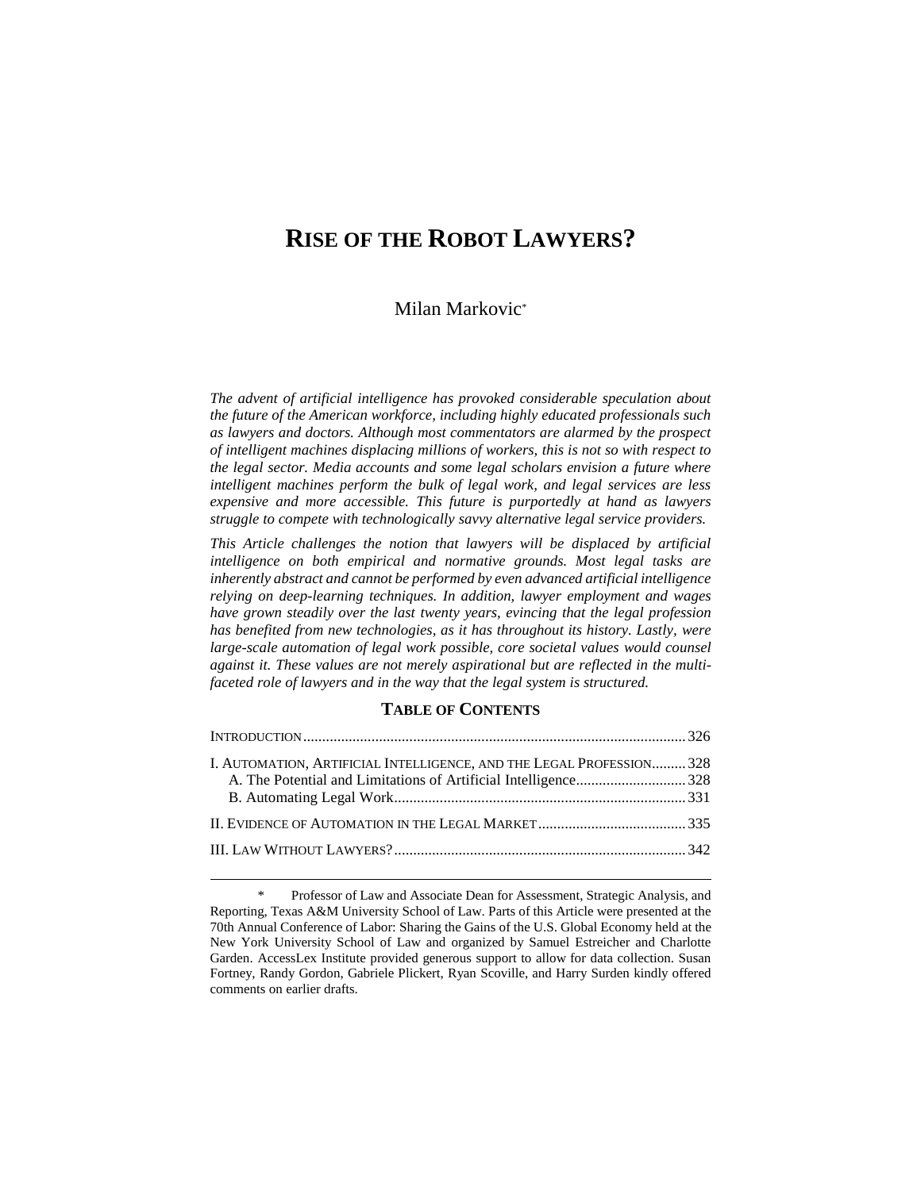# RISE OF THE ROBOT LAWYERS?

Milan Markovic*

*The advent of artificial intelligence has provoked considerable speculation about the future of the American workforce, including highly educated professionals such as lawyers and doctors. Although most commentators are alarmed by the prospect of intelligent machines displacing millions of workers, this is not so with respect to the legal sector. Media accounts and some legal scholars envision a future where intelligent machines perform the bulk of legal work, and legal services are less expensive and more accessible. This future is purportedly at hand as lawyers struggle to compete with technologically savvy alternative legal service providers.*

*This Article challenges the notion that lawyers will be displaced by artificial intelligence on both empirical and normative grounds. Most legal tasks are inherently abstract and cannot be performed by even advanced artificial intelligence relying on deep-learning techniques. In addition, lawyer employment and wages have grown steadily over the last twenty years, evincing that the legal profession has benefited from new technologies, as it has throughout its history. Lastly, were large-scale automation of legal work possible, core societal values would counsel against it. These values are not merely aspirational but are reflected in the multi-faceted role of lawyers and in the way that the legal system is structured.*

## TABLE OF CONTENTS

INTRODUCTION ..... 326

I. AUTOMATION, ARTIFICIAL INTELLIGENCE, AND THE LEGAL PROFESSION ..... 328
  A. The Potential and Limitations of Artificial Intelligence ..... 328
  B. Automating Legal Work ..... 331

II. EVIDENCE OF AUTOMATION IN THE LEGAL MARKET ..... 335

III. LAW WITHOUT LAWYERS? ..... 342

---

\* Professor of Law and Associate Dean for Assessment, Strategic Analysis, and Reporting, Texas A&M University School of Law. Parts of this Article were presented at the 70th Annual Conference of Labor: Sharing the Gains of the U.S. Global Economy held at the New York University School of Law and organized by Samuel Estreicher and Charlotte Garden. AccessLex Institute provided generous support to allow for data collection. Susan Fortney, Randy Gordon, Gabriele Plickert, Ryan Scoville, and Harry Surden kindly offered comments on earlier drafts.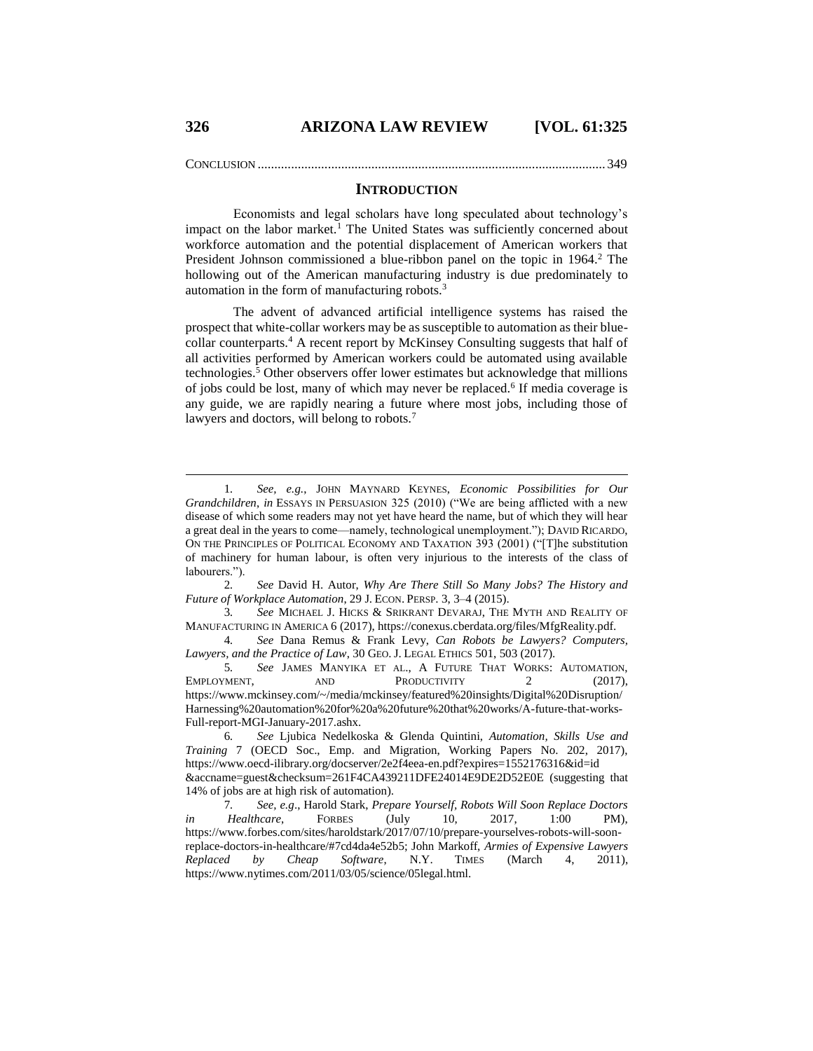CONCLUSION ........................................................................................................ 349

## INTRODUCTION

Economists and legal scholars have long speculated about technology's impact on the labor market.[1] The United States was sufficiently concerned about workforce automation and the potential displacement of American workers that President Johnson commissioned a blue-ribbon panel on the topic in 1964.[2] The hollowing out of the American manufacturing industry is due predominately to automation in the form of manufacturing robots.[3]

The advent of advanced artificial intelligence systems has raised the prospect that white-collar workers may be as susceptible to automation as their blue-collar counterparts.[4] A recent report by McKinsey Consulting suggests that half of all activities performed by American workers could be automated using available technologies.[5] Other observers offer lower estimates but acknowledge that millions of jobs could be lost, many of which may never be replaced.[6] If media coverage is any guide, we are rapidly nearing a future where most jobs, including those of lawyers and doctors, will belong to robots.[7]

---

1. *See, e.g.*, JOHN MAYNARD KEYNES, *Economic Possibilities for Our Grandchildren*, *in* ESSAYS IN PERSUASION 325 (2010) ("We are being afflicted with a new disease of which some readers may not yet have heard the name, but of which they will hear a great deal in the years to come—namely, technological unemployment."); DAVID RICARDO, ON THE PRINCIPLES OF POLITICAL ECONOMY AND TAXATION 393 (2001) ("[T]he substitution of machinery for human labour, is often very injurious to the interests of the class of labourers.").

2. *See* David H. Autor, *Why Are There Still So Many Jobs? The History and Future of Workplace Automation*, 29 J. ECON. PERSP. 3, 3–4 (2015).

3. *See* MICHAEL J. HICKS & SRIKRANT DEVARAJ, THE MYTH AND REALITY OF MANUFACTURING IN AMERICA 6 (2017), https://conexus.cberdata.org/files/MfgReality.pdf.

4. *See* Dana Remus & Frank Levy, *Can Robots be Lawyers? Computers, Lawyers, and the Practice of Law*, 30 GEO. J. LEGAL ETHICS 501, 503 (2017).

5. *See* JAMES MANYIKA ET AL., A FUTURE THAT WORKS: AUTOMATION, EMPLOYMENT, AND PRODUCTIVITY 2 (2017), https://www.mckinsey.com/~/media/mckinsey/featured%20insights/Digital%20Disruption/Harnessing%20automation%20for%20a%20future%20that%20works/A-future-that-works-Full-report-MGI-January-2017.ashx.

6. *See* Ljubica Nedelkoska & Glenda Quintini, *Automation, Skills Use and Training* 7 (OECD Soc., Emp. and Migration, Working Papers No. 202, 2017), https://www.oecd-ilibrary.org/docserver/2e2f4eea-en.pdf?expires=1552176316&id=id&accname=guest&checksum=261F4CA439211DFE24014E9DE2D52E0E (suggesting that 14% of jobs are at high risk of automation).

7. *See, e.g*., Harold Stark, *Prepare Yourself, Robots Will Soon Replace Doctors in Healthcare*, FORBES (July 10, 2017, 1:00 PM), https://www.forbes.com/sites/haroldstark/2017/07/10/prepare-yourselves-robots-will-soon-replace-doctors-in-healthcare/#7cd4da4e52b5; John Markoff, *Armies of Expensive Lawyers Replaced by Cheap Software*, N.Y. TIMES (March 4, 2011), https://www.nytimes.com/2011/03/05/science/05legal.html.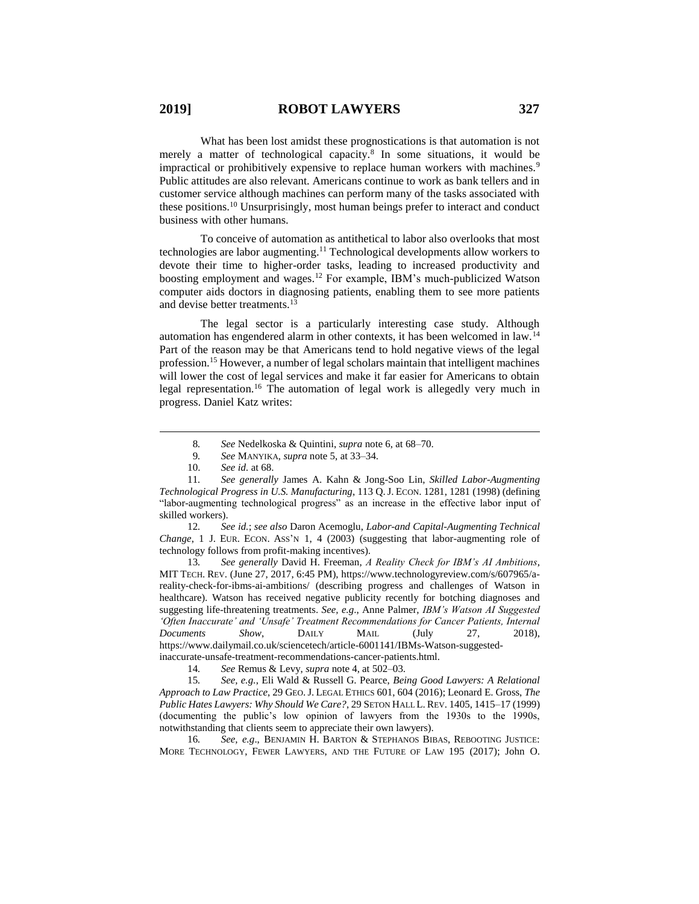What has been lost amidst these prognostications is that automation is not merely a matter of technological capacity.[8] In some situations, it would be impractical or prohibitively expensive to replace human workers with machines.[9] Public attitudes are also relevant. Americans continue to work as bank tellers and in customer service although machines can perform many of the tasks associated with these positions.[10] Unsurprisingly, most human beings prefer to interact and conduct business with other humans.

To conceive of automation as antithetical to labor also overlooks that most technologies are labor augmenting.[11] Technological developments allow workers to devote their time to higher-order tasks, leading to increased productivity and boosting employment and wages.[12] For example, IBM's much-publicized Watson computer aids doctors in diagnosing patients, enabling them to see more patients and devise better treatments.[13]

The legal sector is a particularly interesting case study. Although automation has engendered alarm in other contexts, it has been welcomed in law.[14] Part of the reason may be that Americans tend to hold negative views of the legal profession.[15] However, a number of legal scholars maintain that intelligent machines will lower the cost of legal services and make it far easier for Americans to obtain legal representation.[16] The automation of legal work is allegedly very much in progress. Daniel Katz writes:

---

8. *See* Nedelkoska & Quintini, *supra* note 6, at 68–70.

9. *See* MANYIKA, *supra* note 5, at 33–34.

10. *See id.* at 68.

11. *See generally* James A. Kahn & Jong-Soo Lin, *Skilled Labor-Augmenting Technological Progress in U.S. Manufacturing*, 113 Q. J. ECON. 1281, 1281 (1998) (defining "labor-augmenting technological progress" as an increase in the effective labor input of skilled workers).

12. *See id.*; *see also* Daron Acemoglu, *Labor-and Capital-Augmenting Technical Change*, 1 J. EUR. ECON. ASS'N 1, 4 (2003) (suggesting that labor-augmenting role of technology follows from profit-making incentives).

13. *See generally* David H. Freeman, *A Reality Check for IBM's AI Ambitions*, MIT TECH. REV. (June 27, 2017, 6:45 PM), https://www.technologyreview.com/s/607965/a-reality-check-for-ibms-ai-ambitions/ (describing progress and challenges of Watson in healthcare). Watson has received negative publicity recently for botching diagnoses and suggesting life-threatening treatments. *See, e.g.*, Anne Palmer, *IBM's Watson AI Suggested 'Often Inaccurate' and 'Unsafe' Treatment Recommendations for Cancer Patients, Internal Documents Show*, DAILY MAIL (July 27, 2018), https://www.dailymail.co.uk/sciencetech/article-6001141/IBMs-Watson-suggested-inaccurate-unsafe-treatment-recommendations-cancer-patients.html.

14. *See* Remus & Levy, *supra* note 4, at 502–03.

15. *See, e.g.*, Eli Wald & Russell G. Pearce, *Being Good Lawyers: A Relational Approach to Law Practice*, 29 GEO. J. LEGAL ETHICS 601, 604 (2016); Leonard E. Gross, *The Public Hates Lawyers: Why Should We Care?*, 29 SETON HALL L. REV. 1405, 1415–17 (1999) (documenting the public's low opinion of lawyers from the 1930s to the 1990s, notwithstanding that clients seem to appreciate their own lawyers).

16. *See, e.g.*, BENJAMIN H. BARTON & STEPHANOS BIBAS, REBOOTING JUSTICE: MORE TECHNOLOGY, FEWER LAWYERS, AND THE FUTURE OF LAW 195 (2017); John O.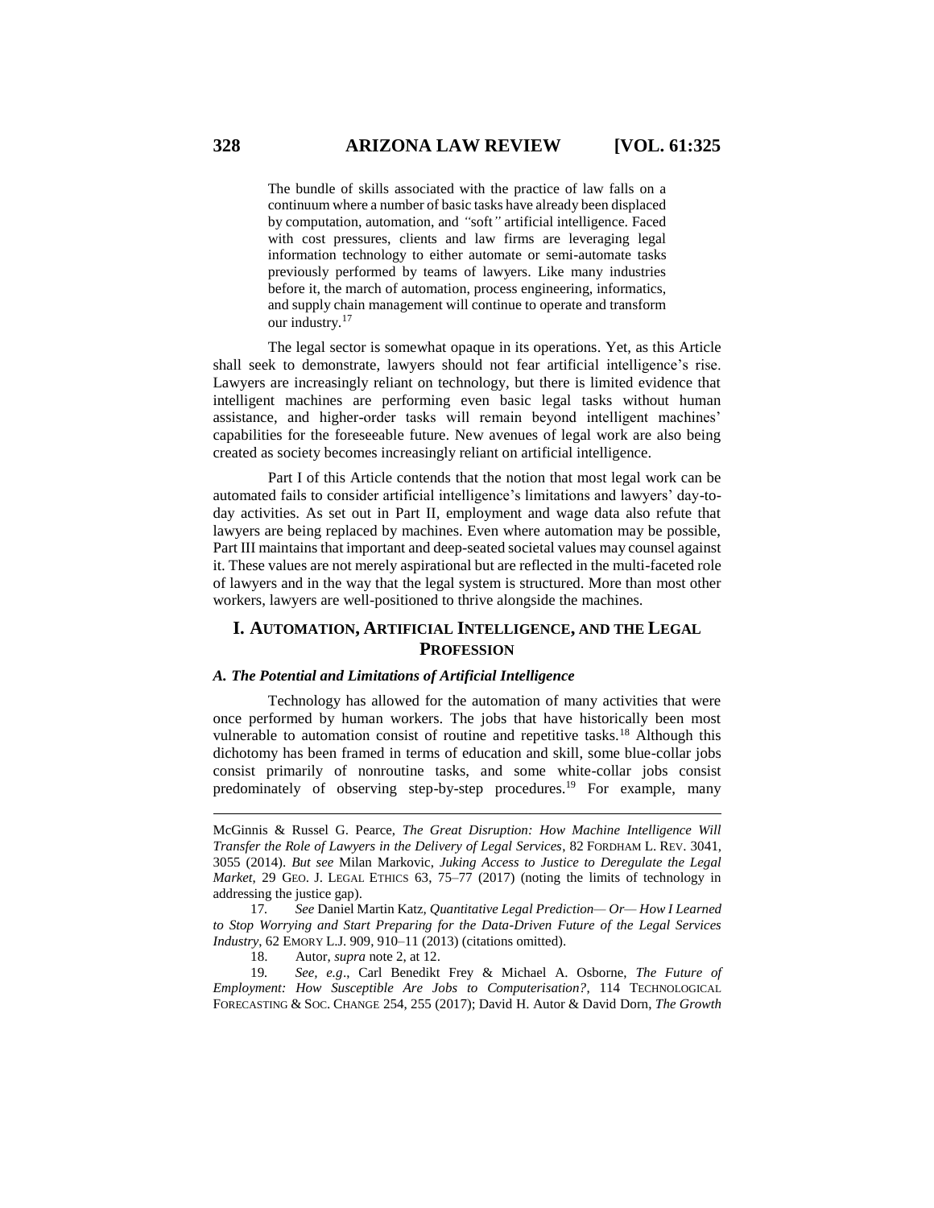> The bundle of skills associated with the practice of law falls on a continuum where a number of basic tasks have already been displaced by computation, automation, and "soft" artificial intelligence. Faced with cost pressures, clients and law firms are leveraging legal information technology to either automate or semi-automate tasks previously performed by teams of lawyers. Like many industries before it, the march of automation, process engineering, informatics, and supply chain management will continue to operate and transform our industry.[17]

The legal sector is somewhat opaque in its operations. Yet, as this Article shall seek to demonstrate, lawyers should not fear artificial intelligence's rise. Lawyers are increasingly reliant on technology, but there is limited evidence that intelligent machines are performing even basic legal tasks without human assistance, and higher-order tasks will remain beyond intelligent machines' capabilities for the foreseeable future. New avenues of legal work are also being created as society becomes increasingly reliant on artificial intelligence.

Part I of this Article contends that the notion that most legal work can be automated fails to consider artificial intelligence's limitations and lawyers' day-to-day activities. As set out in Part II, employment and wage data also refute that lawyers are being replaced by machines. Even where automation may be possible, Part III maintains that important and deep-seated societal values may counsel against it. These values are not merely aspirational but are reflected in the multi-faceted role of lawyers and in the way that the legal system is structured. More than most other workers, lawyers are well-positioned to thrive alongside the machines.

## I. Automation, Artificial Intelligence, and the Legal Profession

### *A. The Potential and Limitations of Artificial Intelligence*

Technology has allowed for the automation of many activities that were once performed by human workers. The jobs that have historically been most vulnerable to automation consist of routine and repetitive tasks.[18] Although this dichotomy has been framed in terms of education and skill, some blue-collar jobs consist primarily of nonroutine tasks, and some white-collar jobs consist predominately of observing step-by-step procedures.[19] For example, many

---

McGinnis & Russel G. Pearce, *The Great Disruption: How Machine Intelligence Will Transfer the Role of Lawyers in the Delivery of Legal Services*, 82 Fordham L. Rev. 3041, 3055 (2014). *But see* Milan Markovic, *Juking Access to Justice to Deregulate the Legal Market*, 29 Geo. J. Legal Ethics 63, 75–77 (2017) (noting the limits of technology in addressing the justice gap).

17. *See* Daniel Martin Katz, *Quantitative Legal Prediction— Or— How I Learned to Stop Worrying and Start Preparing for the Data-Driven Future of the Legal Services Industry*, 62 Emory L.J. 909, 910–11 (2013) (citations omitted).

18. Autor, *supra* note 2, at 12.

19. *See, e.g*., Carl Benedikt Frey & Michael A. Osborne, *The Future of Employment: How Susceptible Are Jobs to Computerisation?*, 114 Technological Forecasting & Soc. Change 254, 255 (2017); David H. Autor & David Dorn, *The Growth*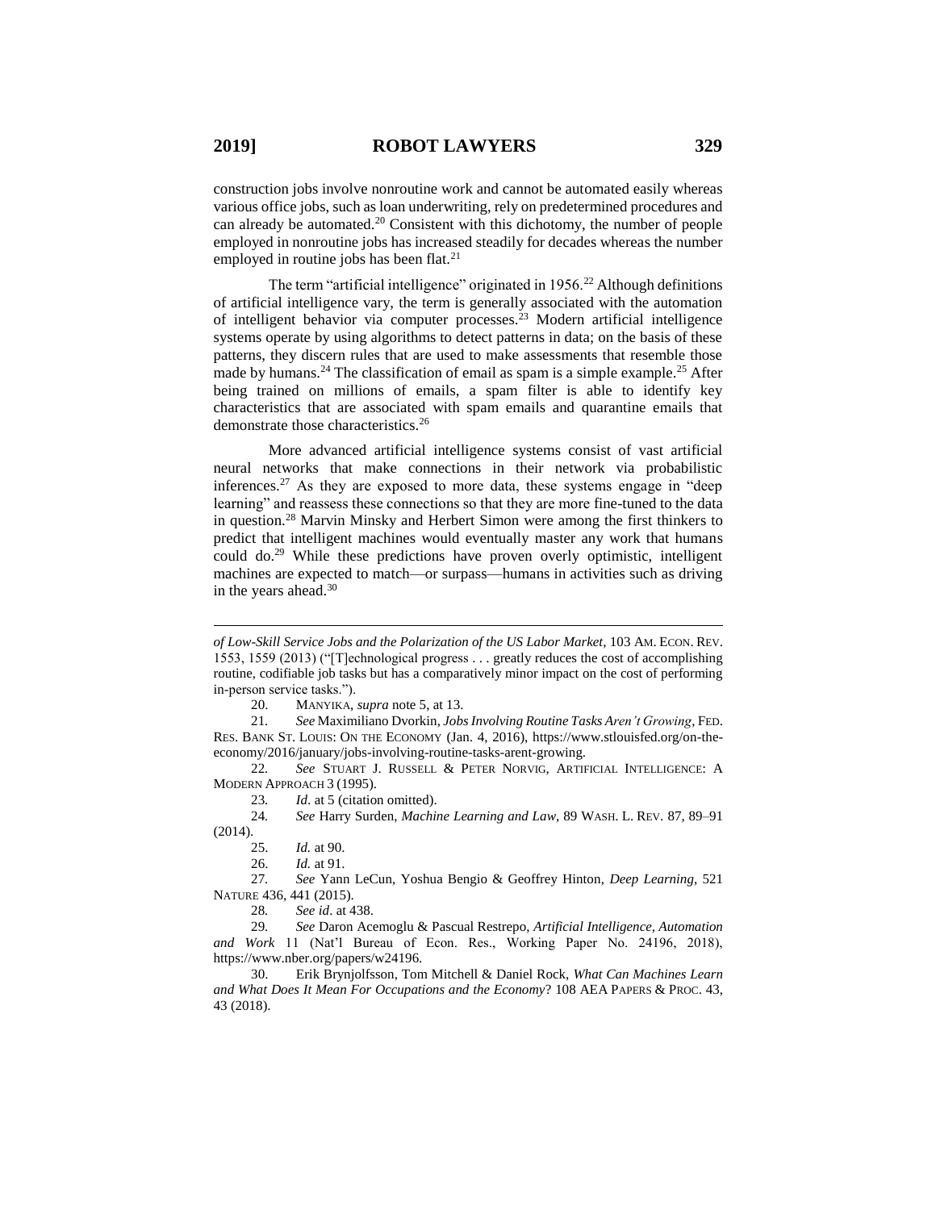construction jobs involve nonroutine work and cannot be automated easily whereas various office jobs, such as loan underwriting, rely on predetermined procedures and can already be automated.[20] Consistent with this dichotomy, the number of people employed in nonroutine jobs has increased steadily for decades whereas the number employed in routine jobs has been flat.[21]

The term "artificial intelligence" originated in 1956.[22] Although definitions of artificial intelligence vary, the term is generally associated with the automation of intelligent behavior via computer processes.[23] Modern artificial intelligence systems operate by using algorithms to detect patterns in data; on the basis of these patterns, they discern rules that are used to make assessments that resemble those made by humans.[24] The classification of email as spam is a simple example.[25] After being trained on millions of emails, a spam filter is able to identify key characteristics that are associated with spam emails and quarantine emails that demonstrate those characteristics.[26]

More advanced artificial intelligence systems consist of vast artificial neural networks that make connections in their network via probabilistic inferences.[27] As they are exposed to more data, these systems engage in "deep learning" and reassess these connections so that they are more fine-tuned to the data in question.[28] Marvin Minsky and Herbert Simon were among the first thinkers to predict that intelligent machines would eventually master any work that humans could do.[29] While these predictions have proven overly optimistic, intelligent machines are expected to match—or surpass—humans in activities such as driving in the years ahead.[30]

---

*of Low-Skill Service Jobs and the Polarization of the US Labor Market*, 103 AM. ECON. REV. 1553, 1559 (2013) ("[T]echnological progress . . . greatly reduces the cost of accomplishing routine, codifiable job tasks but has a comparatively minor impact on the cost of performing in-person service tasks.").

20. MANYIKA, *supra* note 5, at 13.

21. *See* Maximiliano Dvorkin, *Jobs Involving Routine Tasks Aren't Growing*, FED. RES. BANK ST. LOUIS: ON THE ECONOMY (Jan. 4, 2016), https://www.stlouisfed.org/on-the-economy/2016/january/jobs-involving-routine-tasks-arent-growing.

22. *See* STUART J. RUSSELL & PETER NORVIG, ARTIFICIAL INTELLIGENCE: A MODERN APPROACH 3 (1995).

23. *Id*. at 5 (citation omitted).

24. *See* Harry Surden, *Machine Learning and Law*, 89 WASH. L. REV. 87, 89–91 (2014).

25. *Id.* at 90.

26. *Id.* at 91.

27. *See* Yann LeCun, Yoshua Bengio & Geoffrey Hinton, *Deep Learning*, 521 NATURE 436, 441 (2015).

28. *See id*. at 438.

29. *See* Daron Acemoglu & Pascual Restrepo, *Artificial Intelligence, Automation and Work* 11 (Nat'l Bureau of Econ. Res., Working Paper No. 24196, 2018), https://www.nber.org/papers/w24196.

30. Erik Brynjolfsson, Tom Mitchell & Daniel Rock, *What Can Machines Learn and What Does It Mean For Occupations and the Economy*? 108 AEA PAPERS & PROC. 43, 43 (2018).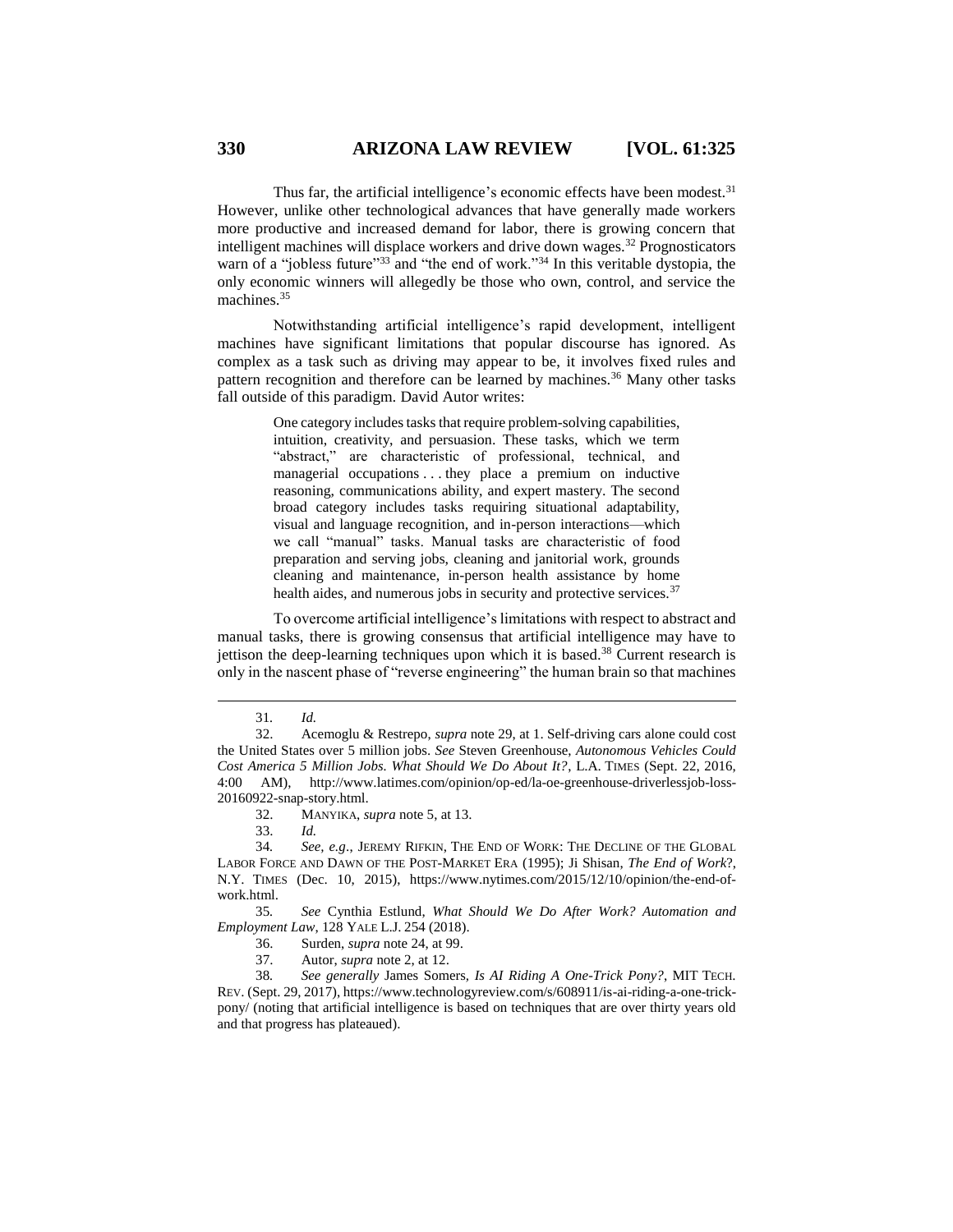Thus far, the artificial intelligence's economic effects have been modest.[31] However, unlike other technological advances that have generally made workers more productive and increased demand for labor, there is growing concern that intelligent machines will displace workers and drive down wages.[32] Prognosticators warn of a "jobless future"[33] and "the end of work."[34] In this veritable dystopia, the only economic winners will allegedly be those who own, control, and service the machines.[35]

Notwithstanding artificial intelligence's rapid development, intelligent machines have significant limitations that popular discourse has ignored. As complex as a task such as driving may appear to be, it involves fixed rules and pattern recognition and therefore can be learned by machines.[36] Many other tasks fall outside of this paradigm. David Autor writes:

> One category includes tasks that require problem-solving capabilities, intuition, creativity, and persuasion. These tasks, which we term "abstract," are characteristic of professional, technical, and managerial occupations . . . they place a premium on inductive reasoning, communications ability, and expert mastery. The second broad category includes tasks requiring situational adaptability, visual and language recognition, and in-person interactions—which we call "manual" tasks. Manual tasks are characteristic of food preparation and serving jobs, cleaning and janitorial work, grounds cleaning and maintenance, in-person health assistance by home health aides, and numerous jobs in security and protective services.[37]

To overcome artificial intelligence's limitations with respect to abstract and manual tasks, there is growing consensus that artificial intelligence may have to jettison the deep-learning techniques upon which it is based.[38] Current research is only in the nascent phase of "reverse engineering" the human brain so that machines

---

31. *Id.*

32. Acemoglu & Restrepo, *supra* note 29, at 1. Self-driving cars alone could cost the United States over 5 million jobs. *See* Steven Greenhouse, *Autonomous Vehicles Could Cost America 5 Million Jobs. What Should We Do About It?*, L.A. TIMES (Sept. 22, 2016, 4:00 AM), http://www.latimes.com/opinion/op-ed/la-oe-greenhouse-driverlessjob-loss-20160922-snap-story.html.

32. MANYIKA, *supra* note 5, at 13.

33. *Id.*

34. *See, e.g.*, JEREMY RIFKIN, THE END OF WORK: THE DECLINE OF THE GLOBAL LABOR FORCE AND DAWN OF THE POST-MARKET ERA (1995); Ji Shisan, *The End of Work?*, N.Y. TIMES (Dec. 10, 2015), https://www.nytimes.com/2015/12/10/opinion/the-end-of-work.html.

35. *See* Cynthia Estlund, *What Should We Do After Work? Automation and Employment Law*, 128 YALE L.J. 254 (2018).

36. Surden, *supra* note 24, at 99.

37. Autor, *supra* note 2, at 12.

38. *See generally* James Somers, *Is AI Riding A One-Trick Pony?*, MIT TECH. REV. (Sept. 29, 2017), https://www.technologyreview.com/s/608911/is-ai-riding-a-one-trick-pony/ (noting that artificial intelligence is based on techniques that are over thirty years old and that progress has plateaued).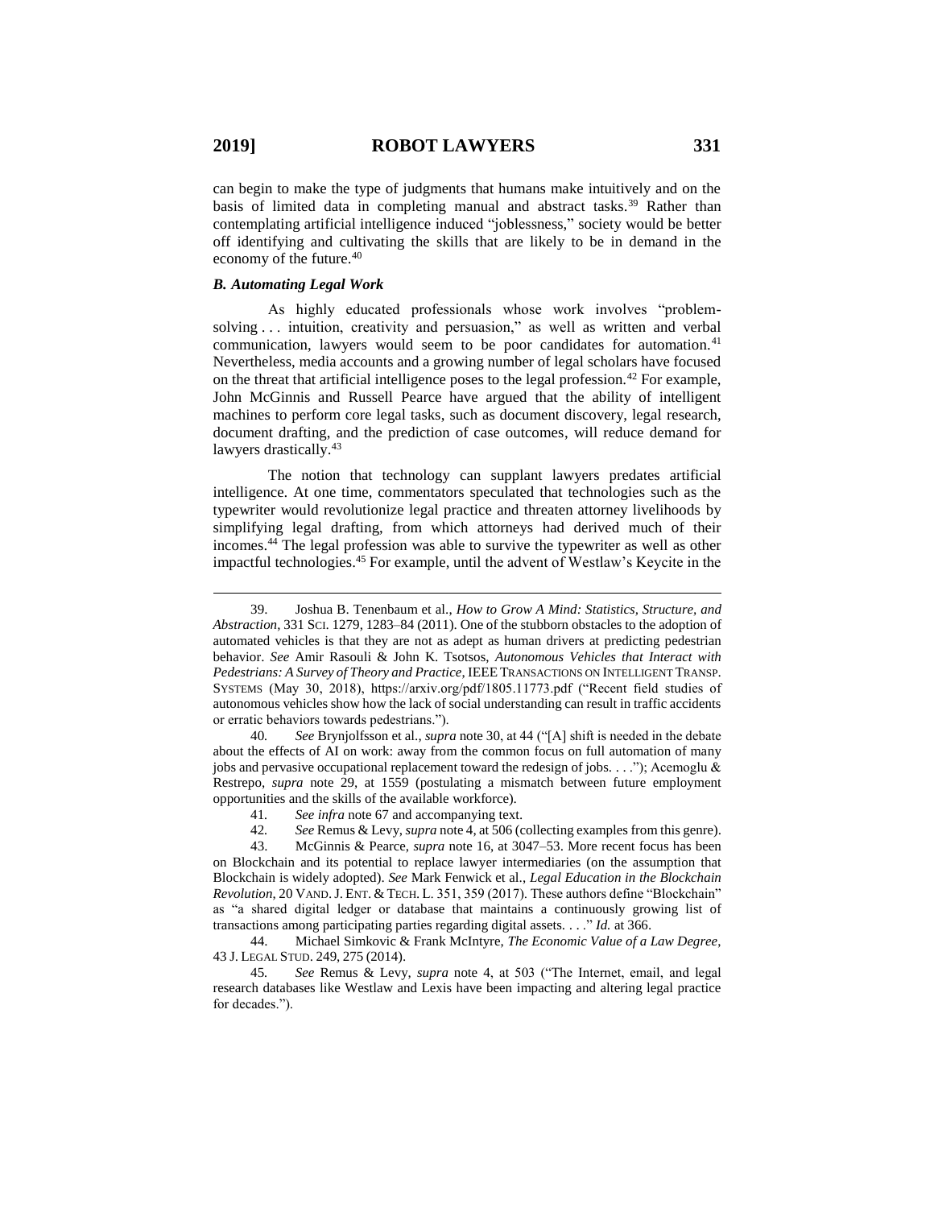can begin to make the type of judgments that humans make intuitively and on the basis of limited data in completing manual and abstract tasks.[39] Rather than contemplating artificial intelligence induced "joblessness," society would be better off identifying and cultivating the skills that are likely to be in demand in the economy of the future.[40]

### *B. Automating Legal Work*

As highly educated professionals whose work involves "problem-solving . . . intuition, creativity and persuasion," as well as written and verbal communication, lawyers would seem to be poor candidates for automation.[41] Nevertheless, media accounts and a growing number of legal scholars have focused on the threat that artificial intelligence poses to the legal profession.[42] For example, John McGinnis and Russell Pearce have argued that the ability of intelligent machines to perform core legal tasks, such as document discovery, legal research, document drafting, and the prediction of case outcomes, will reduce demand for lawyers drastically.[43]

The notion that technology can supplant lawyers predates artificial intelligence. At one time, commentators speculated that technologies such as the typewriter would revolutionize legal practice and threaten attorney livelihoods by simplifying legal drafting, from which attorneys had derived much of their incomes.[44] The legal profession was able to survive the typewriter as well as other impactful technologies.[45] For example, until the advent of Westlaw's Keycite in the

---

39. Joshua B. Tenenbaum et al., *How to Grow A Mind: Statistics, Structure, and Abstraction*, 331 SCI. 1279, 1283–84 (2011). One of the stubborn obstacles to the adoption of automated vehicles is that they are not as adept as human drivers at predicting pedestrian behavior. *See* Amir Rasouli & John K. Tsotsos, *Autonomous Vehicles that Interact with Pedestrians: A Survey of Theory and Practice*, IEEE TRANSACTIONS ON INTELLIGENT TRANSP. SYSTEMS (May 30, 2018), https://arxiv.org/pdf/1805.11773.pdf ("Recent field studies of autonomous vehicles show how the lack of social understanding can result in traffic accidents or erratic behaviors towards pedestrians.").

40. *See* Brynjolfsson et al., *supra* note 30, at 44 ("[A] shift is needed in the debate about the effects of AI on work: away from the common focus on full automation of many jobs and pervasive occupational replacement toward the redesign of jobs. . . ."); Acemoglu & Restrepo, *supra* note 29, at 1559 (postulating a mismatch between future employment opportunities and the skills of the available workforce).

41. *See infra* note 67 and accompanying text.

42. *See* Remus & Levy, *supra* note 4, at 506 (collecting examples from this genre).

43. McGinnis & Pearce, *supra* note 16, at 3047–53. More recent focus has been on Blockchain and its potential to replace lawyer intermediaries (on the assumption that Blockchain is widely adopted). *See* Mark Fenwick et al., *Legal Education in the Blockchain Revolution*, 20 VAND. J. ENT. & TECH. L. 351, 359 (2017). These authors define "Blockchain" as "a shared digital ledger or database that maintains a continuously growing list of transactions among participating parties regarding digital assets. . . ." *Id.* at 366.

44. Michael Simkovic & Frank McIntyre, *The Economic Value of a Law Degree*, 43 J. LEGAL STUD. 249, 275 (2014).

45. *See* Remus & Levy, *supra* note 4, at 503 ("The Internet, email, and legal research databases like Westlaw and Lexis have been impacting and altering legal practice for decades.").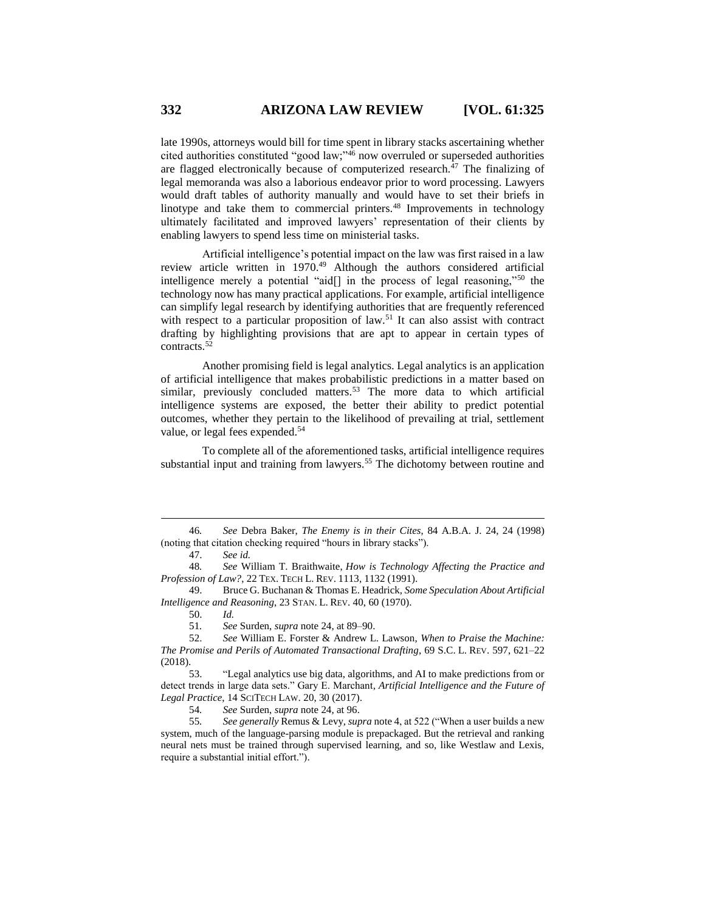late 1990s, attorneys would bill for time spent in library stacks ascertaining whether cited authorities constituted "good law;"[46] now overruled or superseded authorities are flagged electronically because of computerized research.[47] The finalizing of legal memoranda was also a laborious endeavor prior to word processing. Lawyers would draft tables of authority manually and would have to set their briefs in linotype and take them to commercial printers.[48] Improvements in technology ultimately facilitated and improved lawyers' representation of their clients by enabling lawyers to spend less time on ministerial tasks.

Artificial intelligence's potential impact on the law was first raised in a law review article written in 1970.[49] Although the authors considered artificial intelligence merely a potential "aid[] in the process of legal reasoning,"[50] the technology now has many practical applications. For example, artificial intelligence can simplify legal research by identifying authorities that are frequently referenced with respect to a particular proposition of law.[51] It can also assist with contract drafting by highlighting provisions that are apt to appear in certain types of contracts.[52]

Another promising field is legal analytics. Legal analytics is an application of artificial intelligence that makes probabilistic predictions in a matter based on similar, previously concluded matters.[53] The more data to which artificial intelligence systems are exposed, the better their ability to predict potential outcomes, whether they pertain to the likelihood of prevailing at trial, settlement value, or legal fees expended.[54]

To complete all of the aforementioned tasks, artificial intelligence requires substantial input and training from lawyers.[55] The dichotomy between routine and

---

46. *See* Debra Baker, *The Enemy is in their Cites*, 84 A.B.A. J. 24, 24 (1998) (noting that citation checking required "hours in library stacks").

47. *See id.*

48. *See* William T. Braithwaite, *How is Technology Affecting the Practice and Profession of Law?*, 22 TEX. TECH L. REV. 1113, 1132 (1991).

49. Bruce G. Buchanan & Thomas E. Headrick, *Some Speculation About Artificial Intelligence and Reasoning*, 23 STAN. L. REV. 40, 60 (1970).

50. *Id.*

51. *See* Surden, *supra* note 24, at 89–90.

52. *See* William E. Forster & Andrew L. Lawson, *When to Praise the Machine: The Promise and Perils of Automated Transactional Drafting*, 69 S.C. L. REV. 597, 621–22 (2018).

53. "Legal analytics use big data, algorithms, and AI to make predictions from or detect trends in large data sets." Gary E. Marchant, *Artificial Intelligence and the Future of Legal Practice*, 14 SCITECH LAW. 20, 30 (2017).

54. *See* Surden, *supra* note 24, at 96.

55. *See generally* Remus & Levy, *supra* note 4, at 522 ("When a user builds a new system, much of the language-parsing module is prepackaged. But the retrieval and ranking neural nets must be trained through supervised learning, and so, like Westlaw and Lexis, require a substantial initial effort.").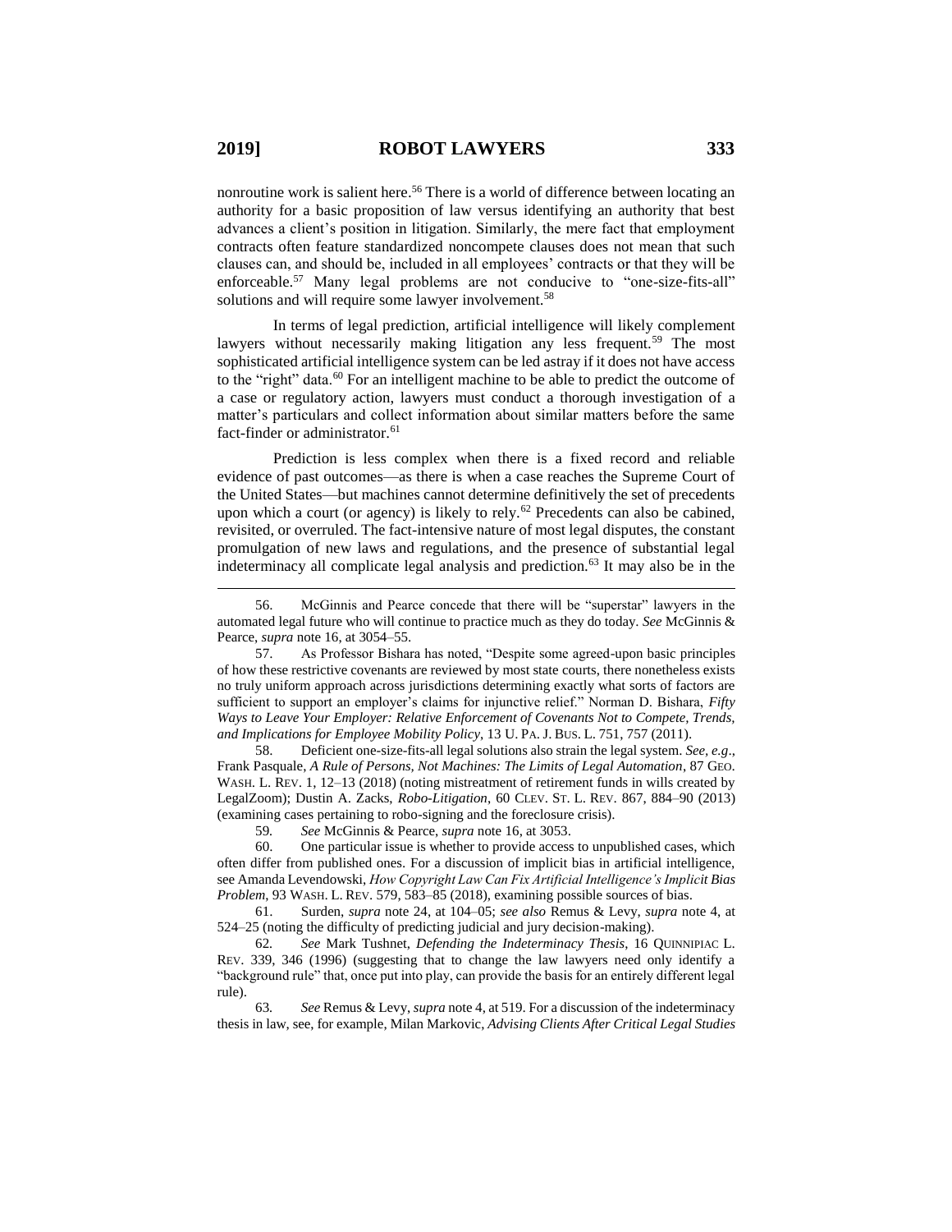nonroutine work is salient here.[56] There is a world of difference between locating an authority for a basic proposition of law versus identifying an authority that best advances a client's position in litigation. Similarly, the mere fact that employment contracts often feature standardized noncompete clauses does not mean that such clauses can, and should be, included in all employees' contracts or that they will be enforceable.[57] Many legal problems are not conducive to "one-size-fits-all" solutions and will require some lawyer involvement.[58]

In terms of legal prediction, artificial intelligence will likely complement lawyers without necessarily making litigation any less frequent.[59] The most sophisticated artificial intelligence system can be led astray if it does not have access to the "right" data.[60] For an intelligent machine to be able to predict the outcome of a case or regulatory action, lawyers must conduct a thorough investigation of a matter's particulars and collect information about similar matters before the same fact-finder or administrator.[61]

Prediction is less complex when there is a fixed record and reliable evidence of past outcomes—as there is when a case reaches the Supreme Court of the United States—but machines cannot determine definitively the set of precedents upon which a court (or agency) is likely to rely.[62] Precedents can also be cabined, revisited, or overruled. The fact-intensive nature of most legal disputes, the constant promulgation of new laws and regulations, and the presence of substantial legal indeterminacy all complicate legal analysis and prediction.[63] It may also be in the

---

56. McGinnis and Pearce concede that there will be "superstar" lawyers in the automated legal future who will continue to practice much as they do today. *See* McGinnis & Pearce, *supra* note 16, at 3054–55.

57. As Professor Bishara has noted, "Despite some agreed-upon basic principles of how these restrictive covenants are reviewed by most state courts, there nonetheless exists no truly uniform approach across jurisdictions determining exactly what sorts of factors are sufficient to support an employer's claims for injunctive relief." Norman D. Bishara, *Fifty Ways to Leave Your Employer: Relative Enforcement of Covenants Not to Compete, Trends, and Implications for Employee Mobility Policy*, 13 U. PA. J. BUS. L. 751, 757 (2011).

58. Deficient one-size-fits-all legal solutions also strain the legal system. *See, e.g.*, Frank Pasquale, *A Rule of Persons, Not Machines: The Limits of Legal Automation*, 87 GEO. WASH. L. REV. 1, 12–13 (2018) (noting mistreatment of retirement funds in wills created by LegalZoom); Dustin A. Zacks, *Robo-Litigation*, 60 CLEV. ST. L. REV. 867, 884–90 (2013) (examining cases pertaining to robo-signing and the foreclosure crisis).

59. *See* McGinnis & Pearce, *supra* note 16, at 3053.

60. One particular issue is whether to provide access to unpublished cases, which often differ from published ones. For a discussion of implicit bias in artificial intelligence, see Amanda Levendowski, *How Copyright Law Can Fix Artificial Intelligence's Implicit Bias Problem*, 93 WASH. L. REV. 579, 583–85 (2018), examining possible sources of bias.

61. Surden, *supra* note 24, at 104–05; *see also* Remus & Levy, *supra* note 4, at 524–25 (noting the difficulty of predicting judicial and jury decision-making).

62. *See* Mark Tushnet, *Defending the Indeterminacy Thesis*, 16 QUINNIPIAC L. REV. 339, 346 (1996) (suggesting that to change the law lawyers need only identify a "background rule" that, once put into play, can provide the basis for an entirely different legal rule).

63. *See* Remus & Levy, *supra* note 4, at 519. For a discussion of the indeterminacy thesis in law, see, for example, Milan Markovic, *Advising Clients After Critical Legal Studies*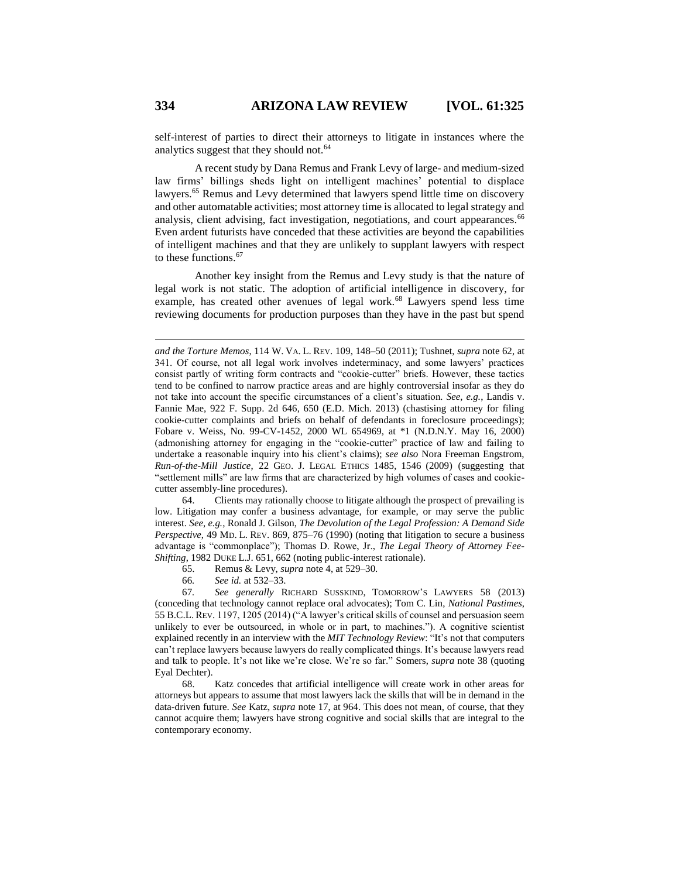self-interest of parties to direct their attorneys to litigate in instances where the analytics suggest that they should not.[64]

A recent study by Dana Remus and Frank Levy of large- and medium-sized law firms' billings sheds light on intelligent machines' potential to displace lawyers.[65] Remus and Levy determined that lawyers spend little time on discovery and other automatable activities; most attorney time is allocated to legal strategy and analysis, client advising, fact investigation, negotiations, and court appearances.[66] Even ardent futurists have conceded that these activities are beyond the capabilities of intelligent machines and that they are unlikely to supplant lawyers with respect to these functions.[67]

Another key insight from the Remus and Levy study is that the nature of legal work is not static. The adoption of artificial intelligence in discovery, for example, has created other avenues of legal work.[68] Lawyers spend less time reviewing documents for production purposes than they have in the past but spend

---

*and the Torture Memos*, 114 W. VA. L. REV. 109, 148–50 (2011); Tushnet, *supra* note 62, at 341. Of course, not all legal work involves indeterminacy, and some lawyers' practices consist partly of writing form contracts and "cookie-cutter" briefs. However, these tactics tend to be confined to narrow practice areas and are highly controversial insofar as they do not take into account the specific circumstances of a client's situation. *See, e.g.*, Landis v. Fannie Mae, 922 F. Supp. 2d 646, 650 (E.D. Mich. 2013) (chastising attorney for filing cookie-cutter complaints and briefs on behalf of defendants in foreclosure proceedings); Fobare v. Weiss, No. 99-CV-1452, 2000 WL 654969, at *1 (N.D.N.Y. May 16, 2000) (admonishing attorney for engaging in the "cookie-cutter" practice of law and failing to undertake a reasonable inquiry into his client's claims); *see also* Nora Freeman Engstrom, *Run-of-the-Mill Justice*, 22 GEO. J. LEGAL ETHICS 1485, 1546 (2009) (suggesting that "settlement mills" are law firms that are characterized by high volumes of cases and cookie-cutter assembly-line procedures).

64. Clients may rationally choose to litigate although the prospect of prevailing is low. Litigation may confer a business advantage, for example, or may serve the public interest. *See, e.g.*, Ronald J. Gilson, *The Devolution of the Legal Profession: A Demand Side Perspective*, 49 MD. L. REV. 869, 875–76 (1990) (noting that litigation to secure a business advantage is "commonplace"); Thomas D. Rowe, Jr., *The Legal Theory of Attorney Fee-Shifting*, 1982 DUKE L.J. 651, 662 (noting public-interest rationale).

65. Remus & Levy, *supra* note 4, at 529–30.

66. *See id.* at 532–33.

67. *See generally* RICHARD SUSSKIND, TOMORROW'S LAWYERS 58 (2013) (conceding that technology cannot replace oral advocates); Tom C. Lin, *National Pastimes*, 55 B.C.L. REV. 1197, 1205 (2014) ("A lawyer's critical skills of counsel and persuasion seem unlikely to ever be outsourced, in whole or in part, to machines."). A cognitive scientist explained recently in an interview with the *MIT Technology Review*: "It's not that computers can't replace lawyers because lawyers do really complicated things. It's because lawyers read and talk to people. It's not like we're close. We're so far." Somers, *supra* note 38 (quoting Eyal Dechter).

68. Katz concedes that artificial intelligence will create work in other areas for attorneys but appears to assume that most lawyers lack the skills that will be in demand in the data-driven future. *See* Katz, *supra* note 17, at 964. This does not mean, of course, that they cannot acquire them; lawyers have strong cognitive and social skills that are integral to the contemporary economy.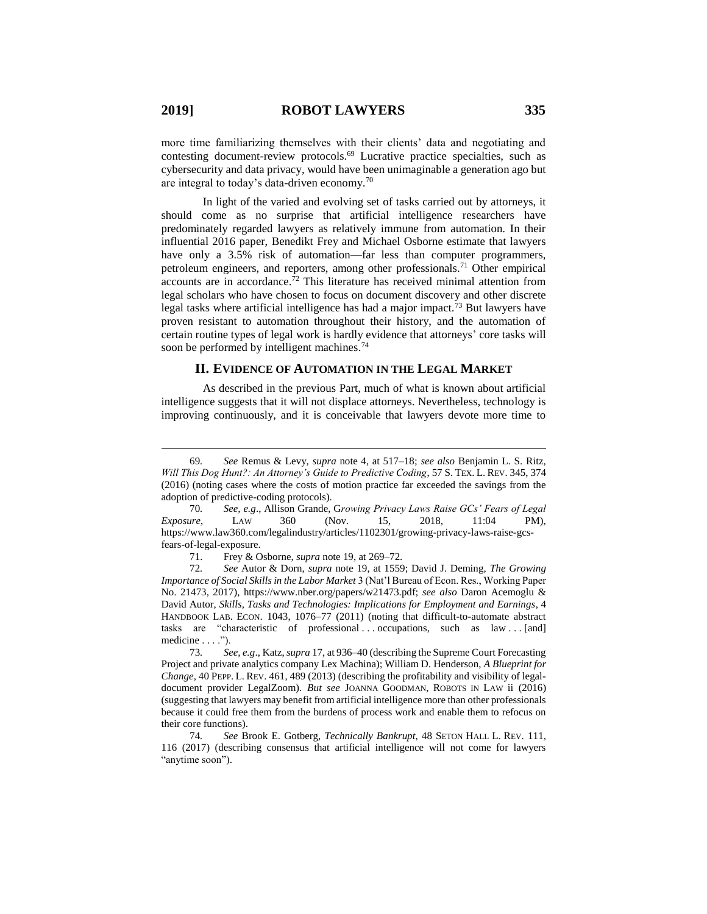more time familiarizing themselves with their clients' data and negotiating and contesting document-review protocols.[69] Lucrative practice specialties, such as cybersecurity and data privacy, would have been unimaginable a generation ago but are integral to today's data-driven economy.[70]

In light of the varied and evolving set of tasks carried out by attorneys, it should come as no surprise that artificial intelligence researchers have predominately regarded lawyers as relatively immune from automation. In their influential 2016 paper, Benedikt Frey and Michael Osborne estimate that lawyers have only a 3.5% risk of automation—far less than computer programmers, petroleum engineers, and reporters, among other professionals.[71] Other empirical accounts are in accordance.[72] This literature has received minimal attention from legal scholars who have chosen to focus on document discovery and other discrete legal tasks where artificial intelligence has had a major impact.[73] But lawyers have proven resistant to automation throughout their history, and the automation of certain routine types of legal work is hardly evidence that attorneys' core tasks will soon be performed by intelligent machines.[74]

## II. EVIDENCE OF AUTOMATION IN THE LEGAL MARKET

As described in the previous Part, much of what is known about artificial intelligence suggests that it will not displace attorneys. Nevertheless, technology is improving continuously, and it is conceivable that lawyers devote more time to

---

69. *See* Remus & Levy, *supra* note 4, at 517–18; *see also* Benjamin L. S. Ritz, *Will This Dog Hunt?: An Attorney's Guide to Predictive Coding*, 57 S. TEX. L. REV. 345, 374 (2016) (noting cases where the costs of motion practice far exceeded the savings from the adoption of predictive-coding protocols).

70. *See, e.g.*, Allison Grande, *Growing Privacy Laws Raise GCs' Fears of Legal Exposure*, LAW 360 (Nov. 15, 2018, 11:04 PM), https://www.law360.com/legalindustry/articles/1102301/growing-privacy-laws-raise-gcs-fears-of-legal-exposure.

71. Frey & Osborne, *supra* note 19, at 269–72.

72. *See* Autor & Dorn, *supra* note 19, at 1559; David J. Deming, *The Growing Importance of Social Skills in the Labor Market* 3 (Nat'l Bureau of Econ. Res., Working Paper No. 21473, 2017), https://www.nber.org/papers/w21473.pdf; *see also* Daron Acemoglu & David Autor, *Skills, Tasks and Technologies: Implications for Employment and Earnings*, 4 HANDBOOK LAB. ECON. 1043, 1076–77 (2011) (noting that difficult-to-automate abstract tasks are "characteristic of professional . . . occupations, such as law . . . [and] medicine . . . .").

73. *See, e.g.*, Katz, *supra* 17, at 936–40 (describing the Supreme Court Forecasting Project and private analytics company Lex Machina); William D. Henderson, *A Blueprint for Change*, 40 PEPP. L. REV. 461, 489 (2013) (describing the profitability and visibility of legal-document provider LegalZoom). *But see* JOANNA GOODMAN, ROBOTS IN LAW ii (2016) (suggesting that lawyers may benefit from artificial intelligence more than other professionals because it could free them from the burdens of process work and enable them to refocus on their core functions).

74. *See* Brook E. Gotberg, *Technically Bankrupt*, 48 SETON HALL L. REV. 111, 116 (2017) (describing consensus that artificial intelligence will not come for lawyers "anytime soon").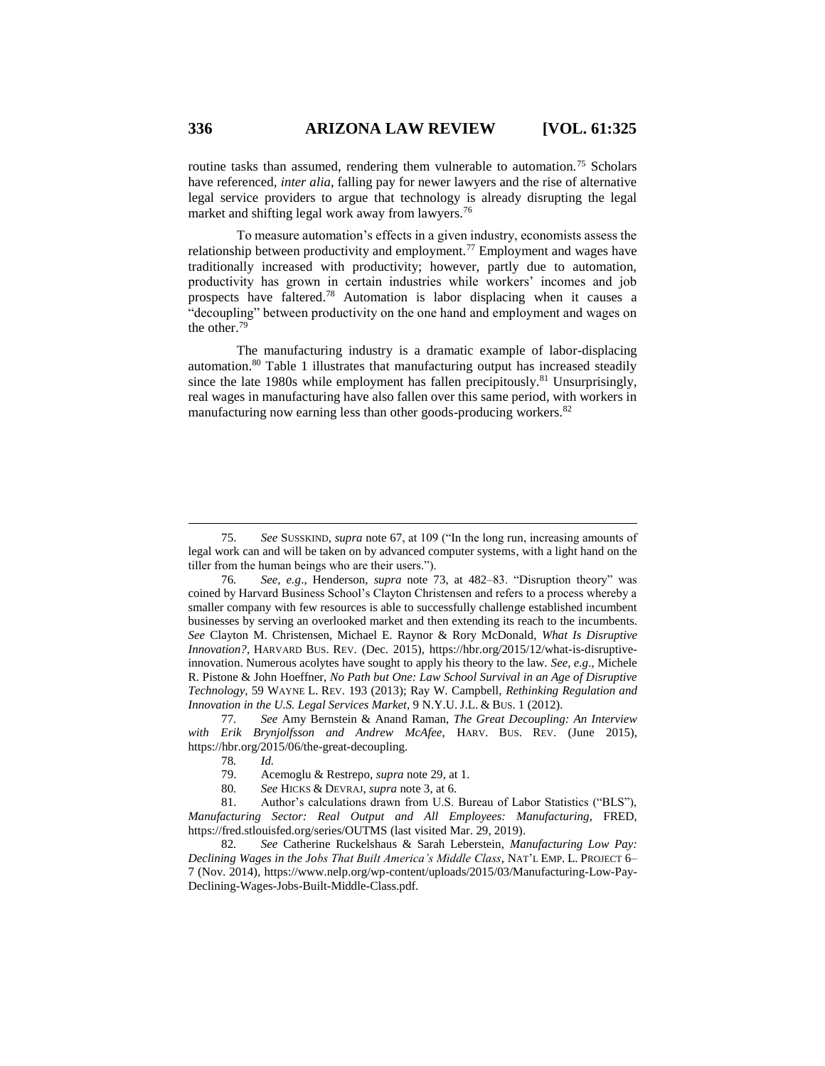routine tasks than assumed, rendering them vulnerable to automation.[75] Scholars have referenced, *inter alia*, falling pay for newer lawyers and the rise of alternative legal service providers to argue that technology is already disrupting the legal market and shifting legal work away from lawyers.[76]

To measure automation's effects in a given industry, economists assess the relationship between productivity and employment.[77] Employment and wages have traditionally increased with productivity; however, partly due to automation, productivity has grown in certain industries while workers' incomes and job prospects have faltered.[78] Automation is labor displacing when it causes a "decoupling" between productivity on the one hand and employment and wages on the other.[79]

The manufacturing industry is a dramatic example of labor-displacing automation.[80] Table 1 illustrates that manufacturing output has increased steadily since the late 1980s while employment has fallen precipitously.[81] Unsurprisingly, real wages in manufacturing have also fallen over this same period, with workers in manufacturing now earning less than other goods-producing workers.[82]

---

75. *See* SUSSKIND, *supra* note 67, at 109 ("In the long run, increasing amounts of legal work can and will be taken on by advanced computer systems, with a light hand on the tiller from the human beings who are their users.").

76. *See, e.g.*, Henderson, *supra* note 73, at 482–83. "Disruption theory" was coined by Harvard Business School's Clayton Christensen and refers to a process whereby a smaller company with few resources is able to successfully challenge established incumbent businesses by serving an overlooked market and then extending its reach to the incumbents. *See* Clayton M. Christensen, Michael E. Raynor & Rory McDonald, *What Is Disruptive Innovation?*, HARVARD BUS. REV. (Dec. 2015), https://hbr.org/2015/12/what-is-disruptive-innovation. Numerous acolytes have sought to apply his theory to the law. *See, e.g.*, Michele R. Pistone & John Hoeffner, *No Path but One: Law School Survival in an Age of Disruptive Technology*, 59 WAYNE L. REV. 193 (2013); Ray W. Campbell, *Rethinking Regulation and Innovation in the U.S. Legal Services Market*, 9 N.Y.U. J.L. & BUS. 1 (2012).

77. *See* Amy Bernstein & Anand Raman, *The Great Decoupling: An Interview with Erik Brynjolfsson and Andrew McAfee*, HARV. BUS. REV. (June 2015), https://hbr.org/2015/06/the-great-decoupling.

78. *Id.*

79. Acemoglu & Restrepo, *supra* note 29, at 1.

80. *See* HICKS & DEVRAJ, *supra* note 3, at 6.

81. Author's calculations drawn from U.S. Bureau of Labor Statistics ("BLS"), *Manufacturing Sector: Real Output and All Employees: Manufacturing*, FRED, https://fred.stlouisfed.org/series/OUTMS (last visited Mar. 29, 2019).

82. *See* Catherine Ruckelshaus & Sarah Leberstein, *Manufacturing Low Pay: Declining Wages in the Jobs That Built America's Middle Class*, NAT'L EMP. L. PROJECT 6–7 (Nov. 2014), https://www.nelp.org/wp-content/uploads/2015/03/Manufacturing-Low-Pay-Declining-Wages-Jobs-Built-Middle-Class.pdf.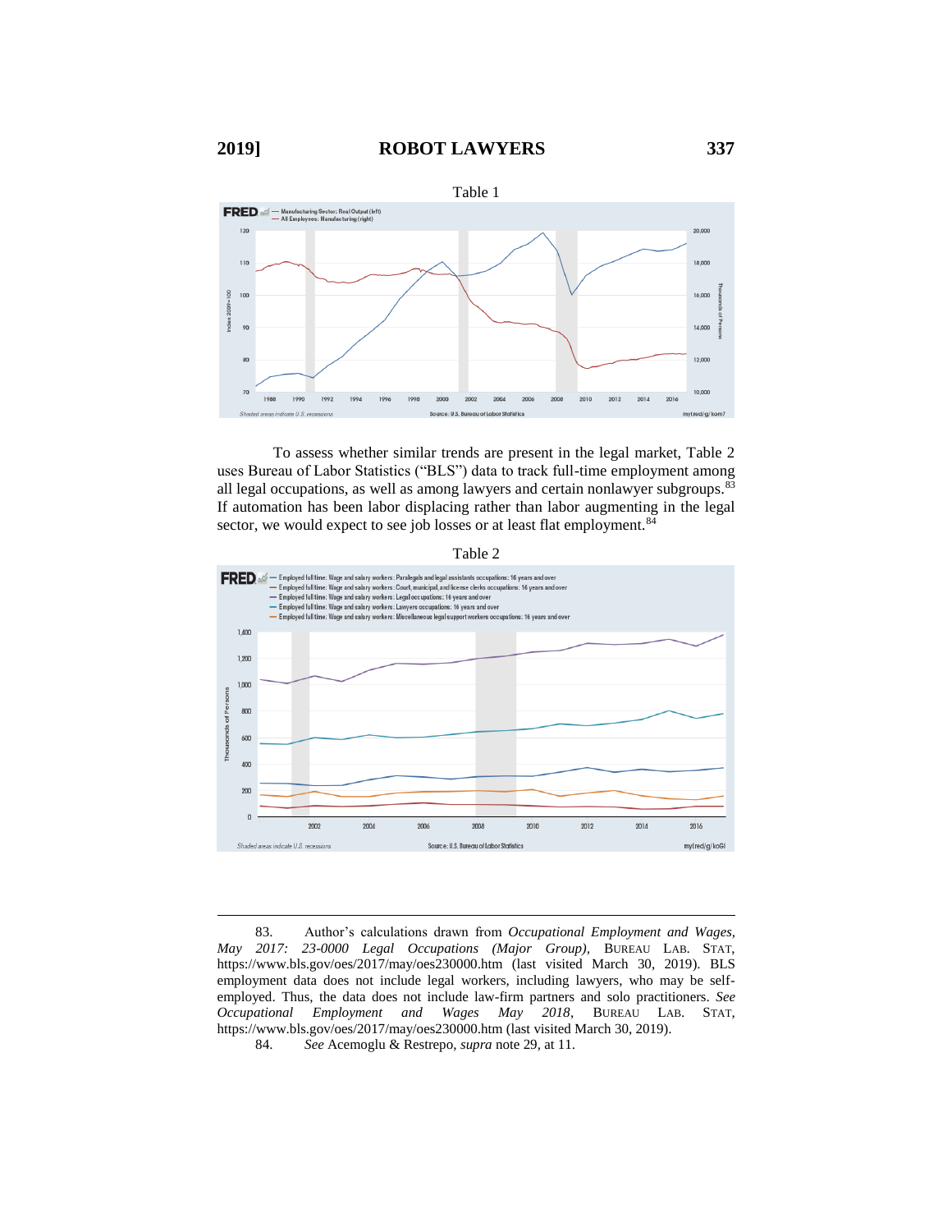Table 1

To assess whether similar trends are present in the legal market, Table 2 uses Bureau of Labor Statistics ("BLS") data to track full-time employment among all legal occupations, as well as among lawyers and certain nonlawyer subgroups.[83] If automation has been labor displacing rather than labor augmenting in the legal sector, we would expect to see job losses or at least flat employment.[84]

Table 2

---

83. Author's calculations drawn from *Occupational Employment and Wages, May 2017: 23-0000 Legal Occupations (Major Group)*, BUREAU LAB. STAT, https://www.bls.gov/oes/2017/may/oes230000.htm (last visited March 30, 2019). BLS employment data does not include legal workers, including lawyers, who may be self-employed. Thus, the data does not include law-firm partners and solo practitioners. *See Occupational Employment and Wages May 2018*, BUREAU LAB. STAT, https://www.bls.gov/oes/2017/may/oes230000.htm (last visited March 30, 2019).

84. *See* Acemoglu & Restrepo, *supra* note 29, at 11.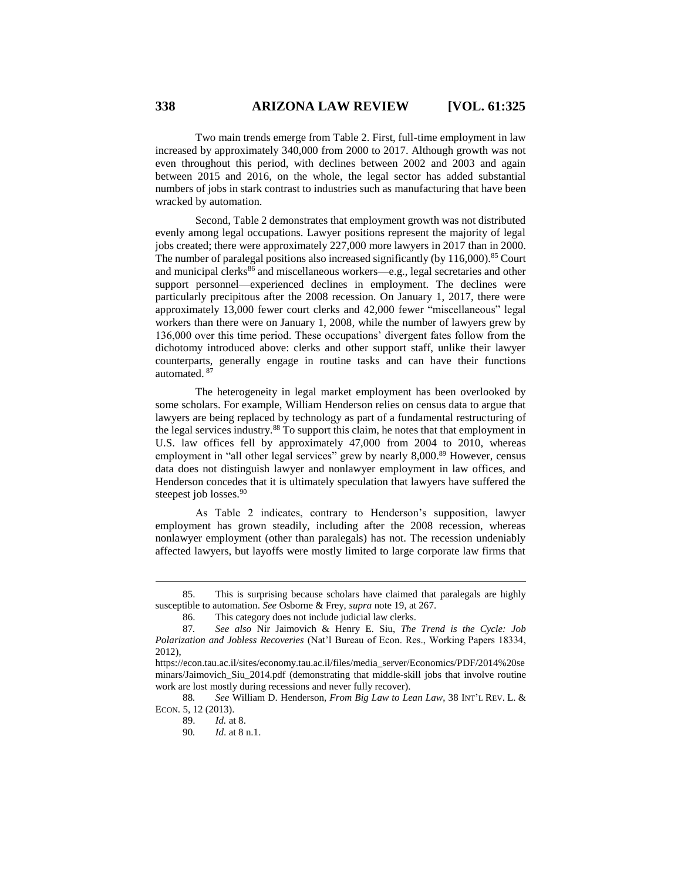Two main trends emerge from Table 2. First, full-time employment in law increased by approximately 340,000 from 2000 to 2017. Although growth was not even throughout this period, with declines between 2002 and 2003 and again between 2015 and 2016, on the whole, the legal sector has added substantial numbers of jobs in stark contrast to industries such as manufacturing that have been wracked by automation.

Second, Table 2 demonstrates that employment growth was not distributed evenly among legal occupations. Lawyer positions represent the majority of legal jobs created; there were approximately 227,000 more lawyers in 2017 than in 2000. The number of paralegal positions also increased significantly (by 116,000).[85] Court and municipal clerks[86] and miscellaneous workers—e.g., legal secretaries and other support personnel—experienced declines in employment. The declines were particularly precipitous after the 2008 recession. On January 1, 2017, there were approximately 13,000 fewer court clerks and 42,000 fewer "miscellaneous" legal workers than there were on January 1, 2008, while the number of lawyers grew by 136,000 over this time period. These occupations' divergent fates follow from the dichotomy introduced above: clerks and other support staff, unlike their lawyer counterparts, generally engage in routine tasks and can have their functions automated.[87]

The heterogeneity in legal market employment has been overlooked by some scholars. For example, William Henderson relies on census data to argue that lawyers are being replaced by technology as part of a fundamental restructuring of the legal services industry.[88] To support this claim, he notes that that employment in U.S. law offices fell by approximately 47,000 from 2004 to 2010, whereas employment in "all other legal services" grew by nearly 8,000.[89] However, census data does not distinguish lawyer and nonlawyer employment in law offices, and Henderson concedes that it is ultimately speculation that lawyers have suffered the steepest job losses.[90]

As Table 2 indicates, contrary to Henderson's supposition, lawyer employment has grown steadily, including after the 2008 recession, whereas nonlawyer employment (other than paralegals) has not. The recession undeniably affected lawyers, but layoffs were mostly limited to large corporate law firms that

---

85. This is surprising because scholars have claimed that paralegals are highly susceptible to automation. *See* Osborne & Frey, *supra* note 19, at 267.

86. This category does not include judicial law clerks.

87. *See also* Nir Jaimovich & Henry E. Siu, *The Trend is the Cycle: Job Polarization and Jobless Recoveries* (Nat'l Bureau of Econ. Res., Working Papers 18334, 2012), https://econ.tau.ac.il/sites/economy.tau.ac.il/files/media_server/Economics/PDF/2014%20seminars/Jaimovich_Siu_2014.pdf (demonstrating that middle-skill jobs that involve routine work are lost mostly during recessions and never fully recover).

88. *See* William D. Henderson, *From Big Law to Lean Law*, 38 INT'L REV. L. & ECON. 5, 12 (2013).

89. *Id.* at 8.

90. *Id.* at 8 n.1.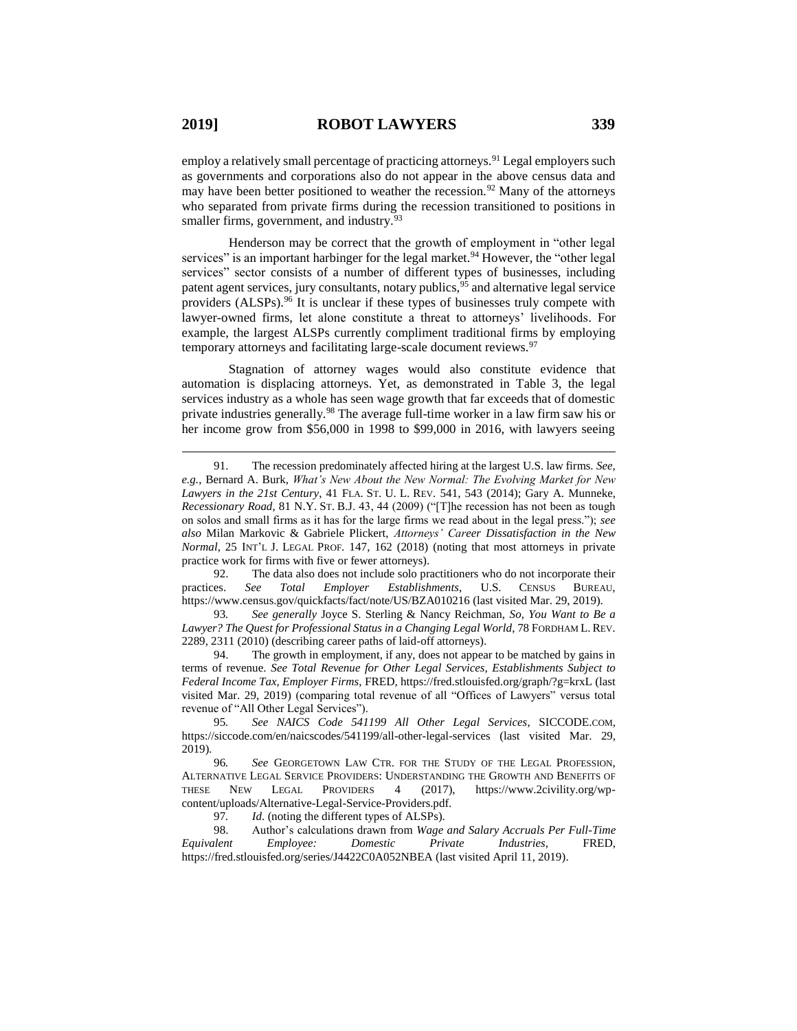employ a relatively small percentage of practicing attorneys.[91] Legal employers such as governments and corporations also do not appear in the above census data and may have been better positioned to weather the recession.[92] Many of the attorneys who separated from private firms during the recession transitioned to positions in smaller firms, government, and industry.[93]

Henderson may be correct that the growth of employment in "other legal services" is an important harbinger for the legal market.[94] However, the "other legal services" sector consists of a number of different types of businesses, including patent agent services, jury consultants, notary publics,[95] and alternative legal service providers (ALSPs).[96] It is unclear if these types of businesses truly compete with lawyer-owned firms, let alone constitute a threat to attorneys' livelihoods. For example, the largest ALSPs currently compliment traditional firms by employing temporary attorneys and facilitating large-scale document reviews.[97]

Stagnation of attorney wages would also constitute evidence that automation is displacing attorneys. Yet, as demonstrated in Table 3, the legal services industry as a whole has seen wage growth that far exceeds that of domestic private industries generally.[98] The average full-time worker in a law firm saw his or her income grow from $56,000 in 1998 to $99,000 in 2016, with lawyers seeing

---

91. The recession predominately affected hiring at the largest U.S. law firms. *See, e.g.*, Bernard A. Burk, *What's New About the New Normal: The Evolving Market for New Lawyers in the 21st Century*, 41 FLA. ST. U. L. REV. 541, 543 (2014); Gary A. Munneke, *Recessionary Road*, 81 N.Y. ST. B.J. 43, 44 (2009) ("[T]he recession has not been as tough on solos and small firms as it has for the large firms we read about in the legal press."); *see also* Milan Markovic & Gabriele Plickert, *Attorneys' Career Dissatisfaction in the New Normal*, 25 INT'L J. LEGAL PROF. 147, 162 (2018) (noting that most attorneys in private practice work for firms with five or fewer attorneys).

92. The data also does not include solo practitioners who do not incorporate their practices. *See Total Employer Establishments*, U.S. CENSUS BUREAU, https://www.census.gov/quickfacts/fact/note/US/BZA010216 (last visited Mar. 29, 2019).

93. *See generally* Joyce S. Sterling & Nancy Reichman, *So, You Want to Be a Lawyer? The Quest for Professional Status in a Changing Legal World*, 78 FORDHAM L. REV. 2289, 2311 (2010) (describing career paths of laid-off attorneys).

94. The growth in employment, if any, does not appear to be matched by gains in terms of revenue. *See Total Revenue for Other Legal Services, Establishments Subject to Federal Income Tax, Employer Firms*, FRED, https://fred.stlouisfed.org/graph/?g=krxL (last visited Mar. 29, 2019) (comparing total revenue of all "Offices of Lawyers" versus total revenue of "All Other Legal Services").

95. *See NAICS Code 541199 All Other Legal Services*, SICCODE.COM, https://siccode.com/en/naicscodes/541199/all-other-legal-services (last visited Mar. 29, 2019).

96. *See* GEORGETOWN LAW CTR. FOR THE STUDY OF THE LEGAL PROFESSION, ALTERNATIVE LEGAL SERVICE PROVIDERS: UNDERSTANDING THE GROWTH AND BENEFITS OF THESE NEW LEGAL PROVIDERS 4 (2017), https://www.2civility.org/wp-content/uploads/Alternative-Legal-Service-Providers.pdf.

97. *Id.* (noting the different types of ALSPs).

98. Author's calculations drawn from *Wage and Salary Accruals Per Full-Time Equivalent Employee: Domestic Private Industries*, FRED, https://fred.stlouisfed.org/series/J4422C0A052NBEA (last visited April 11, 2019).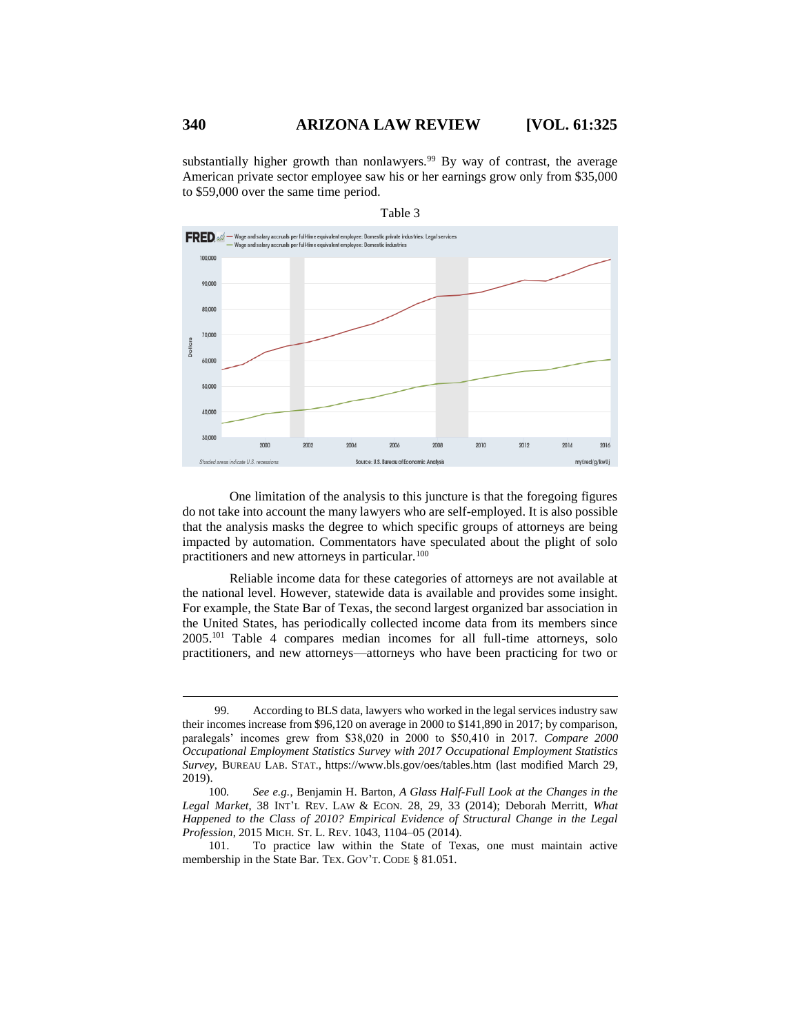substantially higher growth than nonlawyers.[99] By way of contrast, the average American private sector employee saw his or her earnings grow only from $35,000 to $59,000 over the same time period.

Table 3

One limitation of the analysis to this juncture is that the foregoing figures do not take into account the many lawyers who are self-employed. It is also possible that the analysis masks the degree to which specific groups of attorneys are being impacted by automation. Commentators have speculated about the plight of solo practitioners and new attorneys in particular.[100]

Reliable income data for these categories of attorneys are not available at the national level. However, statewide data is available and provides some insight. For example, the State Bar of Texas, the second largest organized bar association in the United States, has periodically collected income data from its members since 2005.[101] Table 4 compares median incomes for all full-time attorneys, solo practitioners, and new attorneys—attorneys who have been practicing for two or

---

99. According to BLS data, lawyers who worked in the legal services industry saw their incomes increase from $96,120 on average in 2000 to $141,890 in 2017; by comparison, paralegals' incomes grew from $38,020 in 2000 to $50,410 in 2017. *Compare 2000 Occupational Employment Statistics Survey with 2017 Occupational Employment Statistics Survey*, BUREAU LAB. STAT., https://www.bls.gov/oes/tables.htm (last modified March 29, 2019).

100. *See e.g.*, Benjamin H. Barton, *A Glass Half-Full Look at the Changes in the Legal Market*, 38 INT'L REV. LAW & ECON. 28, 29, 33 (2014); Deborah Merritt, *What Happened to the Class of 2010? Empirical Evidence of Structural Change in the Legal Profession*, 2015 MICH. ST. L. REV. 1043, 1104–05 (2014).

101. To practice law within the State of Texas, one must maintain active membership in the State Bar. TEX. GOV'T. CODE § 81.051.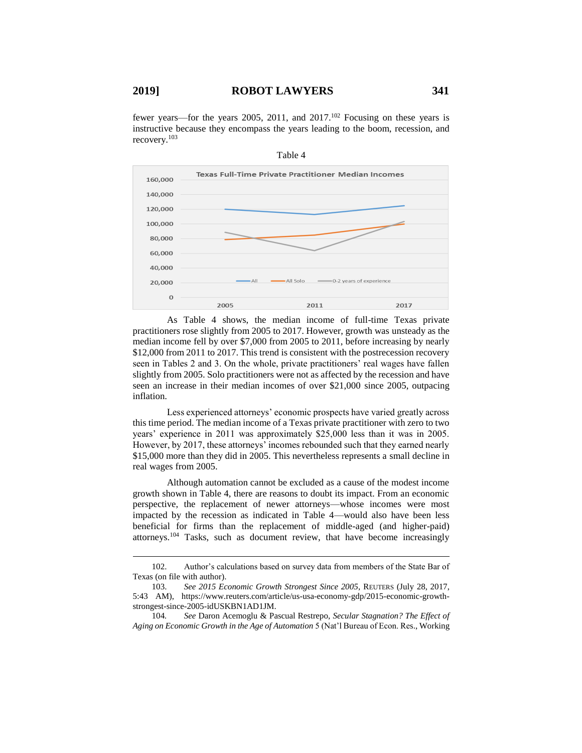fewer years—for the years 2005, 2011, and 2017.[102] Focusing on these years is instructive because they encompass the years leading to the boom, recession, and recovery.[103]

Table 4

As Table 4 shows, the median income of full-time Texas private practitioners rose slightly from 2005 to 2017. However, growth was unsteady as the median income fell by over $7,000 from 2005 to 2011, before increasing by nearly $12,000 from 2011 to 2017. This trend is consistent with the postrecession recovery seen in Tables 2 and 3. On the whole, private practitioners' real wages have fallen slightly from 2005. Solo practitioners were not as affected by the recession and have seen an increase in their median incomes of over $21,000 since 2005, outpacing inflation.

Less experienced attorneys' economic prospects have varied greatly across this time period. The median income of a Texas private practitioner with zero to two years' experience in 2011 was approximately $25,000 less than it was in 2005. However, by 2017, these attorneys' incomes rebounded such that they earned nearly $15,000 more than they did in 2005. This nevertheless represents a small decline in real wages from 2005.

Although automation cannot be excluded as a cause of the modest income growth shown in Table 4, there are reasons to doubt its impact. From an economic perspective, the replacement of newer attorneys—whose incomes were most impacted by the recession as indicated in Table 4—would also have been less beneficial for firms than the replacement of middle-aged (and higher-paid) attorneys.[104] Tasks, such as document review, that have become increasingly

---

102. Author's calculations based on survey data from members of the State Bar of Texas (on file with author).

103. *See 2015 Economic Growth Strongest Since 2005*, REUTERS (July 28, 2017, 5:43 AM), https://www.reuters.com/article/us-usa-economy-gdp/2015-economic-growth-strongest-since-2005-idUSKBN1AD1JM.

104. *See* Daron Acemoglu & Pascual Restrepo, *Secular Stagnation? The Effect of Aging on Economic Growth in the Age of Automation* 5 (Nat'l Bureau of Econ. Res., Working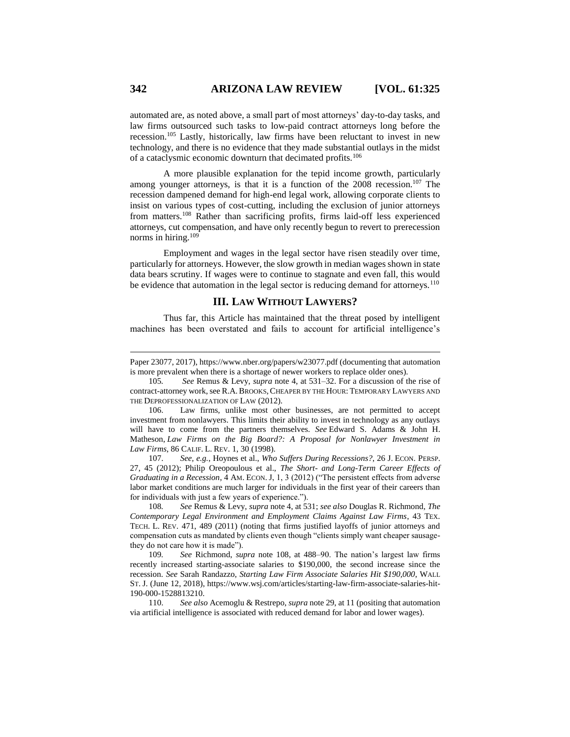automated are, as noted above, a small part of most attorneys' day-to-day tasks, and law firms outsourced such tasks to low-paid contract attorneys long before the recession.[105] Lastly, historically, law firms have been reluctant to invest in new technology, and there is no evidence that they made substantial outlays in the midst of a cataclysmic economic downturn that decimated profits.[106]

A more plausible explanation for the tepid income growth, particularly among younger attorneys, is that it is a function of the 2008 recession.[107] The recession dampened demand for high-end legal work, allowing corporate clients to insist on various types of cost-cutting, including the exclusion of junior attorneys from matters.[108] Rather than sacrificing profits, firms laid-off less experienced attorneys, cut compensation, and have only recently begun to revert to prerecession norms in hiring.[109]

Employment and wages in the legal sector have risen steadily over time, particularly for attorneys. However, the slow growth in median wages shown in state data bears scrutiny. If wages were to continue to stagnate and even fall, this would be evidence that automation in the legal sector is reducing demand for attorneys.[110]

## III. LAW WITHOUT LAWYERS?

Thus far, this Article has maintained that the threat posed by intelligent machines has been overstated and fails to account for artificial intelligence's

---

Paper 23077, 2017), https://www.nber.org/papers/w23077.pdf (documenting that automation is more prevalent when there is a shortage of newer workers to replace older ones).

105. *See* Remus & Levy, *supra* note 4, at 531–32. For a discussion of the rise of contract-attorney work, see R.A. BROOKS, CHEAPER BY THE HOUR: TEMPORARY LAWYERS AND THE DEPROFESSIONALIZATION OF LAW (2012).

106. Law firms, unlike most other businesses, are not permitted to accept investment from nonlawyers. This limits their ability to invest in technology as any outlays will have to come from the partners themselves. *See* Edward S. Adams & John H. Matheson, *Law Firms on the Big Board?: A Proposal for Nonlawyer Investment in Law Firms*, 86 CALIF. L. REV. 1, 30 (1998).

107. *See, e.g.*, Hoynes et al., *Who Suffers During Recessions?*, 26 J. ECON. PERSP. 27, 45 (2012); Philip Oreopoulous et al., *The Short- and Long-Term Career Effects of Graduating in a Recession*, 4 AM. ECON. J, 1, 3 (2012) ("The persistent effects from adverse labor market conditions are much larger for individuals in the first year of their careers than for individuals with just a few years of experience.").

108. *See* Remus & Levy, *supra* note 4, at 531; *see also* Douglas R. Richmond, *The Contemporary Legal Environment and Employment Claims Against Law Firms*, 43 TEX. TECH. L. REV. 471, 489 (2011) (noting that firms justified layoffs of junior attorneys and compensation cuts as mandated by clients even though "clients simply want cheaper sausage-they do not care how it is made").

109. *See* Richmond, *supra* note 108, at 488–90. The nation's largest law firms recently increased starting-associate salaries to $190,000, the second increase since the recession. *See* Sarah Randazzo, *Starting Law Firm Associate Salaries Hit $190,000*, WALL ST. J. (June 12, 2018), https://www.wsj.com/articles/starting-law-firm-associate-salaries-hit-190-000-1528813210.

110. *See also* Acemoglu & Restrepo, *supra* note 29, at 11 (positing that automation via artificial intelligence is associated with reduced demand for labor and lower wages).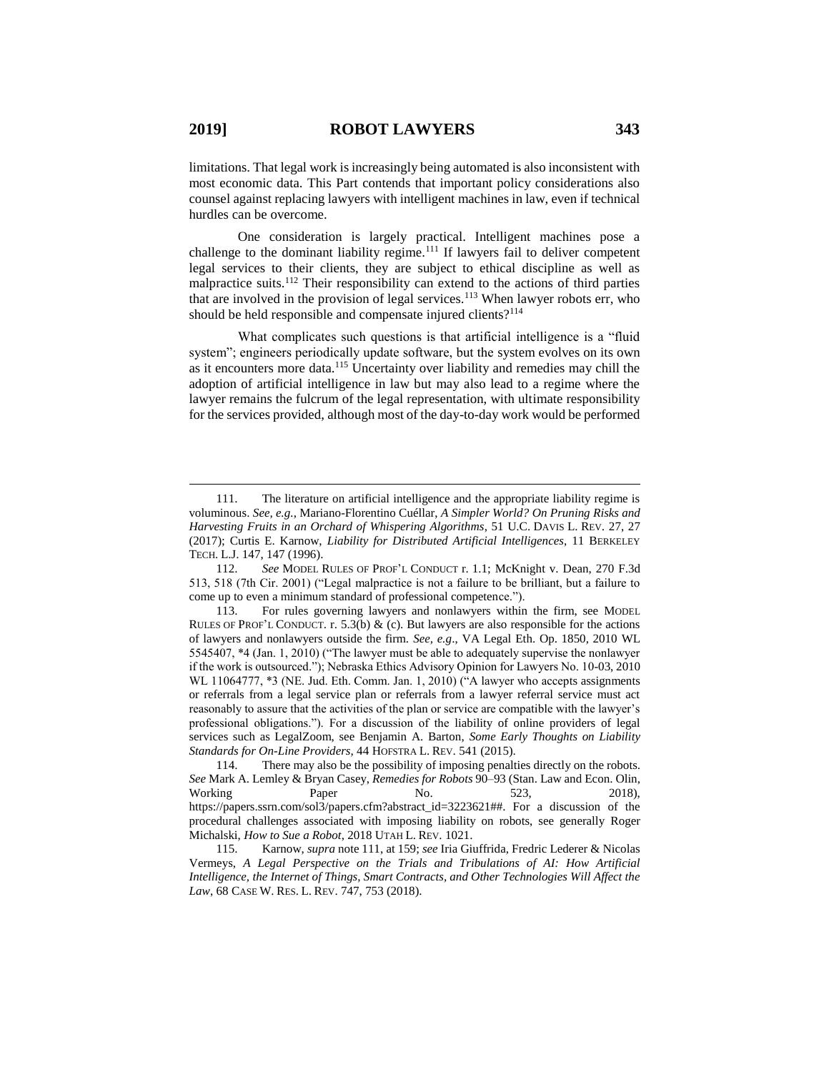limitations. That legal work is increasingly being automated is also inconsistent with most economic data. This Part contends that important policy considerations also counsel against replacing lawyers with intelligent machines in law, even if technical hurdles can be overcome.

One consideration is largely practical. Intelligent machines pose a challenge to the dominant liability regime.[111] If lawyers fail to deliver competent legal services to their clients, they are subject to ethical discipline as well as malpractice suits.[112] Their responsibility can extend to the actions of third parties that are involved in the provision of legal services.[113] When lawyer robots err, who should be held responsible and compensate injured clients?[114]

What complicates such questions is that artificial intelligence is a "fluid system"; engineers periodically update software, but the system evolves on its own as it encounters more data.[115] Uncertainty over liability and remedies may chill the adoption of artificial intelligence in law but may also lead to a regime where the lawyer remains the fulcrum of the legal representation, with ultimate responsibility for the services provided, although most of the day-to-day work would be performed

---

111. The literature on artificial intelligence and the appropriate liability regime is voluminous. *See, e.g.*, Mariano-Florentino Cuéllar, *A Simpler World? On Pruning Risks and Harvesting Fruits in an Orchard of Whispering Algorithms*, 51 U.C. DAVIS L. REV. 27, 27 (2017); Curtis E. Karnow, *Liability for Distributed Artificial Intelligences*, 11 BERKELEY TECH. L.J. 147, 147 (1996).

112. *See* MODEL RULES OF PROF'L CONDUCT r. 1.1; McKnight v. Dean, 270 F.3d 513, 518 (7th Cir. 2001) ("Legal malpractice is not a failure to be brilliant, but a failure to come up to even a minimum standard of professional competence.").

113. For rules governing lawyers and nonlawyers within the firm, see MODEL RULES OF PROF'L CONDUCT. r. 5.3(b) & (c). But lawyers are also responsible for the actions of lawyers and nonlawyers outside the firm. *See, e.g*., VA Legal Eth. Op. 1850, 2010 WL 5545407, *4 (Jan. 1, 2010) ("The lawyer must be able to adequately supervise the nonlawyer if the work is outsourced."); Nebraska Ethics Advisory Opinion for Lawyers No. 10-03, 2010 WL 11064777, *3 (NE. Jud. Eth. Comm. Jan. 1, 2010) ("A lawyer who accepts assignments or referrals from a legal service plan or referrals from a lawyer referral service must act reasonably to assure that the activities of the plan or service are compatible with the lawyer's professional obligations."). For a discussion of the liability of online providers of legal services such as LegalZoom, see Benjamin A. Barton, *Some Early Thoughts on Liability Standards for On-Line Providers*, 44 HOFSTRA L. REV. 541 (2015).

114. There may also be the possibility of imposing penalties directly on the robots. *See* Mark A. Lemley & Bryan Casey, *Remedies for Robots* 90–93 (Stan. Law and Econ. Olin, Working Paper No. 523, 2018), https://papers.ssrn.com/sol3/papers.cfm?abstract_id=3223621##. For a discussion of the procedural challenges associated with imposing liability on robots, see generally Roger Michalski, *How to Sue a Robot*, 2018 UTAH L. REV. 1021.

115. Karnow, *supra* note 111, at 159; *see* Iria Giuffrida, Fredric Lederer & Nicolas Vermeys, *A Legal Perspective on the Trials and Tribulations of AI: How Artificial Intelligence, the Internet of Things, Smart Contracts, and Other Technologies Will Affect the Law*, 68 CASE W. RES. L. REV. 747, 753 (2018).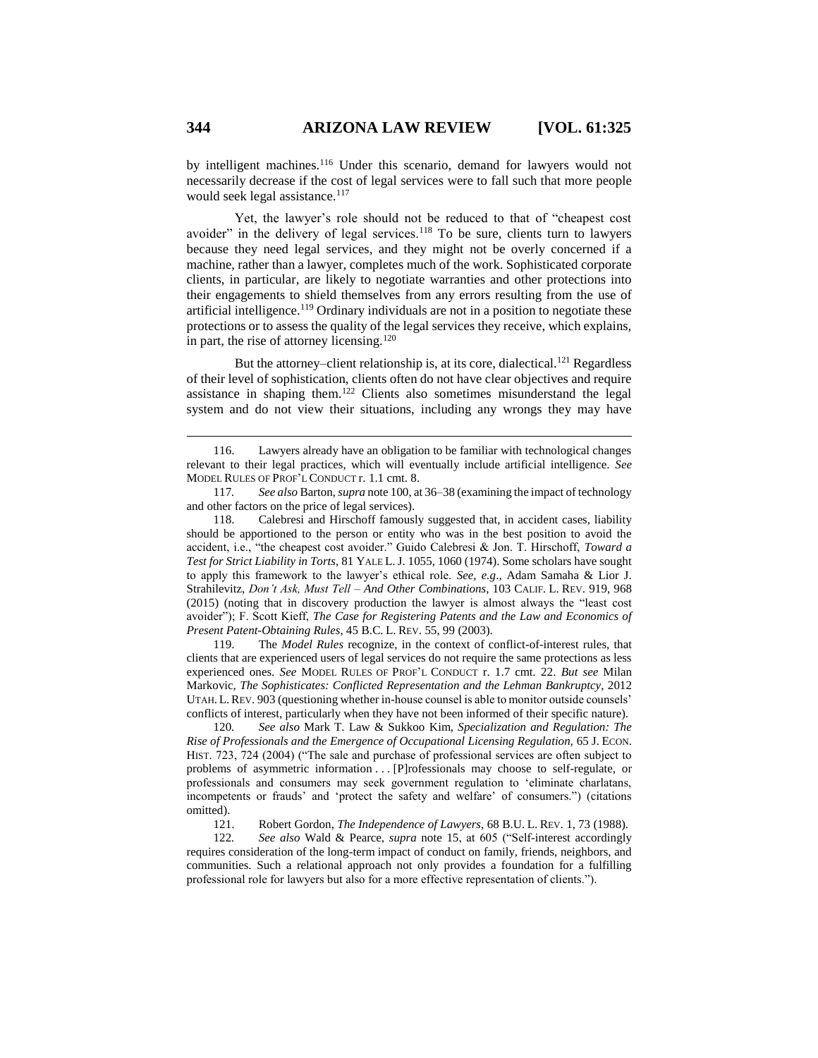by intelligent machines.[116] Under this scenario, demand for lawyers would not necessarily decrease if the cost of legal services were to fall such that more people would seek legal assistance.[117]

Yet, the lawyer's role should not be reduced to that of "cheapest cost avoider" in the delivery of legal services.[118] To be sure, clients turn to lawyers because they need legal services, and they might not be overly concerned if a machine, rather than a lawyer, completes much of the work. Sophisticated corporate clients, in particular, are likely to negotiate warranties and other protections into their engagements to shield themselves from any errors resulting from the use of artificial intelligence.[119] Ordinary individuals are not in a position to negotiate these protections or to assess the quality of the legal services they receive, which explains, in part, the rise of attorney licensing.[120]

But the attorney–client relationship is, at its core, dialectical.[121] Regardless of their level of sophistication, clients often do not have clear objectives and require assistance in shaping them.[122] Clients also sometimes misunderstand the legal system and do not view their situations, including any wrongs they may have

---

116. Lawyers already have an obligation to be familiar with technological changes relevant to their legal practices, which will eventually include artificial intelligence. *See* MODEL RULES OF PROF'L CONDUCT r. 1.1 cmt. 8.

117. *See also* Barton, *supra* note 100, at 36–38 (examining the impact of technology and other factors on the price of legal services).

118. Calebresi and Hirschoff famously suggested that, in accident cases, liability should be apportioned to the person or entity who was in the best position to avoid the accident, i.e., "the cheapest cost avoider." Guido Calebresi & Jon. T. Hirschoff, *Toward a Test for Strict Liability in Torts*, 81 YALE L. J. 1055, 1060 (1974). Some scholars have sought to apply this framework to the lawyer's ethical role. *See, e.g.*, Adam Samaha & Lior J. Strahilevitz, *Don't Ask, Must Tell – And Other Combinations*, 103 CALIF. L. REV. 919, 968 (2015) (noting that in discovery production the lawyer is almost always the "least cost avoider"); F. Scott Kieff, *The Case for Registering Patents and the Law and Economics of Present Patent-Obtaining Rules*, 45 B.C. L. REV. 55, 99 (2003).

119. The *Model Rules* recognize, in the context of conflict-of-interest rules, that clients that are experienced users of legal services do not require the same protections as less experienced ones. *See* MODEL RULES OF PROF'L CONDUCT r. 1.7 cmt. 22. *But see* Milan Markovic, *The Sophisticates: Conflicted Representation and the Lehman Bankruptcy*, 2012 UTAH. L. REV. 903 (questioning whether in-house counsel is able to monitor outside counsels' conflicts of interest, particularly when they have not been informed of their specific nature).

120. *See also* Mark T. Law & Sukkoo Kim, *Specialization and Regulation: The Rise of Professionals and the Emergence of Occupational Licensing Regulation,* 65 J. ECON. HIST. 723, 724 (2004) ("The sale and purchase of professional services are often subject to problems of asymmetric information . . . [P]rofessionals may choose to self-regulate, or professionals and consumers may seek government regulation to 'eliminate charlatans, incompetents or frauds' and 'protect the safety and welfare' of consumers.") (citations omitted).

121. Robert Gordon, *The Independence of Lawyers*, 68 B.U. L. REV. 1, 73 (1988).

122. *See also* Wald & Pearce, *supra* note 15, at 605 ("Self-interest accordingly requires consideration of the long-term impact of conduct on family, friends, neighbors, and communities. Such a relational approach not only provides a foundation for a fulfilling professional role for lawyers but also for a more effective representation of clients.").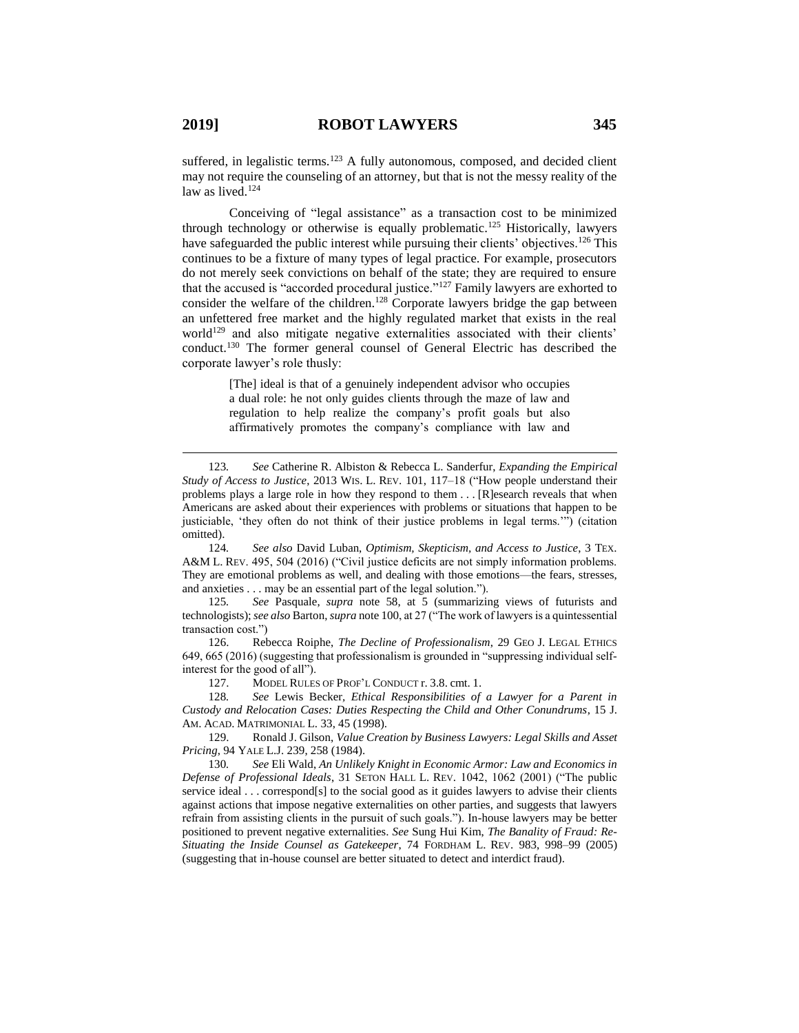suffered, in legalistic terms.[123] A fully autonomous, composed, and decided client may not require the counseling of an attorney, but that is not the messy reality of the law as lived.[124]

Conceiving of "legal assistance" as a transaction cost to be minimized through technology or otherwise is equally problematic.[125] Historically, lawyers have safeguarded the public interest while pursuing their clients' objectives.[126] This continues to be a fixture of many types of legal practice. For example, prosecutors do not merely seek convictions on behalf of the state; they are required to ensure that the accused is "accorded procedural justice."[127] Family lawyers are exhorted to consider the welfare of the children.[128] Corporate lawyers bridge the gap between an unfettered free market and the highly regulated market that exists in the real world[129] and also mitigate negative externalities associated with their clients' conduct.[130] The former general counsel of General Electric has described the corporate lawyer's role thusly:

> [The] ideal is that of a genuinely independent advisor who occupies a dual role: he not only guides clients through the maze of law and regulation to help realize the company's profit goals but also affirmatively promotes the company's compliance with law and

---

123. *See* Catherine R. Albiston & Rebecca L. Sanderfur, *Expanding the Empirical Study of Access to Justice*, 2013 WIS. L. REV. 101, 117–18 ("How people understand their problems plays a large role in how they respond to them . . . [R]esearch reveals that when Americans are asked about their experiences with problems or situations that happen to be justiciable, 'they often do not think of their justice problems in legal terms.'") (citation omitted).

124. *See also* David Luban, *Optimism, Skepticism, and Access to Justice*, 3 TEX. A&M L. REV. 495, 504 (2016) ("Civil justice deficits are not simply information problems. They are emotional problems as well, and dealing with those emotions—the fears, stresses, and anxieties . . . may be an essential part of the legal solution.").

125. *See* Pasquale, *supra* note 58, at 5 (summarizing views of futurists and technologists); *see also* Barton, *supra* note 100, at 27 ("The work of lawyers is a quintessential transaction cost.")

126. Rebecca Roiphe, *The Decline of Professionalism*, 29 GEO J. LEGAL ETHICS 649, 665 (2016) (suggesting that professionalism is grounded in "suppressing individual self-interest for the good of all").

127. MODEL RULES OF PROF'L CONDUCT r. 3.8. cmt. 1.

128. *See* Lewis Becker, *Ethical Responsibilities of a Lawyer for a Parent in Custody and Relocation Cases: Duties Respecting the Child and Other Conundrums*, 15 J. AM. ACAD. MATRIMONIAL L. 33, 45 (1998).

129. Ronald J. Gilson, *Value Creation by Business Lawyers: Legal Skills and Asset Pricing*, 94 YALE L.J. 239, 258 (1984).

130. *See* Eli Wald, *An Unlikely Knight in Economic Armor: Law and Economics in Defense of Professional Ideals*, 31 SETON HALL L. REV. 1042, 1062 (2001) ("The public service ideal . . . correspond[s] to the social good as it guides lawyers to advise their clients against actions that impose negative externalities on other parties, and suggests that lawyers refrain from assisting clients in the pursuit of such goals."). In-house lawyers may be better positioned to prevent negative externalities. *See* Sung Hui Kim, *The Banality of Fraud: Re-Situating the Inside Counsel as Gatekeeper*, 74 FORDHAM L. REV. 983, 998–99 (2005) (suggesting that in-house counsel are better situated to detect and interdict fraud).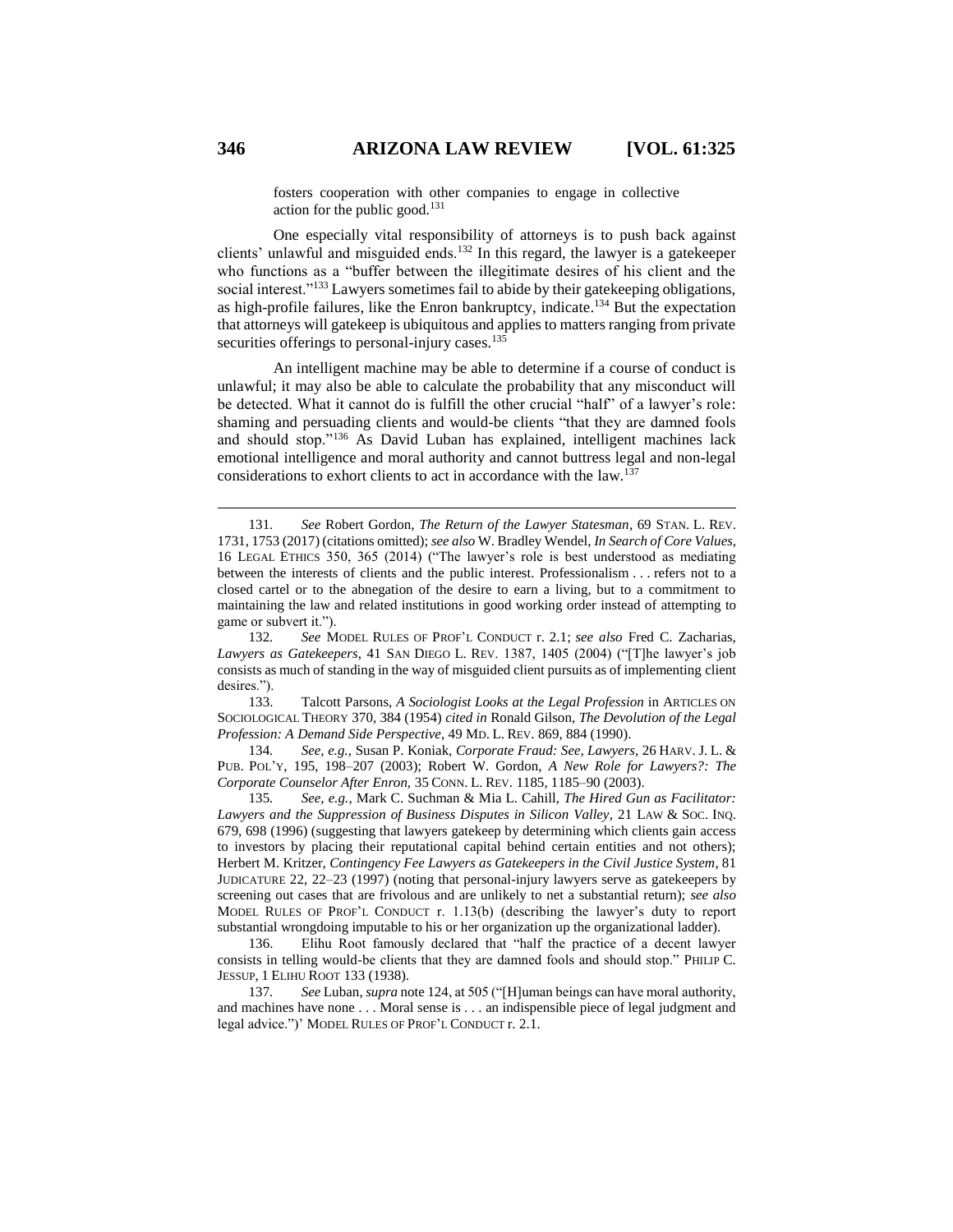fosters cooperation with other companies to engage in collective action for the public good.[131]

One especially vital responsibility of attorneys is to push back against clients' unlawful and misguided ends.[132] In this regard, the lawyer is a gatekeeper who functions as a "buffer between the illegitimate desires of his client and the social interest."[133] Lawyers sometimes fail to abide by their gatekeeping obligations, as high-profile failures, like the Enron bankruptcy, indicate.[134] But the expectation that attorneys will gatekeep is ubiquitous and applies to matters ranging from private securities offerings to personal-injury cases.[135]

An intelligent machine may be able to determine if a course of conduct is unlawful; it may also be able to calculate the probability that any misconduct will be detected. What it cannot do is fulfill the other crucial "half" of a lawyer's role: shaming and persuading clients and would-be clients "that they are damned fools and should stop."[136] As David Luban has explained, intelligent machines lack emotional intelligence and moral authority and cannot buttress legal and non-legal considerations to exhort clients to act in accordance with the law.[137]

---

131. *See* Robert Gordon, *The Return of the Lawyer Statesman*, 69 STAN. L. REV. 1731, 1753 (2017) (citations omitted); *see also* W. Bradley Wendel, *In Search of Core Values*, 16 LEGAL ETHICS 350, 365 (2014) ("The lawyer's role is best understood as mediating between the interests of clients and the public interest. Professionalism . . . refers not to a closed cartel or to the abnegation of the desire to earn a living, but to a commitment to maintaining the law and related institutions in good working order instead of attempting to game or subvert it.").

132. *See* MODEL RULES OF PROF'L CONDUCT r. 2.1; *see also* Fred C. Zacharias, *Lawyers as Gatekeepers*, 41 SAN DIEGO L. REV. 1387, 1405 (2004) ("[T]he lawyer's job consists as much of standing in the way of misguided client pursuits as of implementing client desires.").

133. Talcott Parsons, *A Sociologist Looks at the Legal Profession* in ARTICLES ON SOCIOLOGICAL THEORY 370, 384 (1954) *cited in* Ronald Gilson, *The Devolution of the Legal Profession: A Demand Side Perspective*, 49 MD. L. REV. 869, 884 (1990).

134. *See, e.g.*, Susan P. Koniak, *Corporate Fraud: See, Lawyers*, 26 HARV. J. L. & PUB. POL'Y, 195, 198–207 (2003); Robert W. Gordon, *A New Role for Lawyers?: The Corporate Counselor After Enron*, 35 CONN. L. REV. 1185, 1185–90 (2003).

135. *See, e.g.*, Mark C. Suchman & Mia L. Cahill, *The Hired Gun as Facilitator: Lawyers and the Suppression of Business Disputes in Silicon Valley*, 21 LAW & SOC. INQ. 679, 698 (1996) (suggesting that lawyers gatekeep by determining which clients gain access to investors by placing their reputational capital behind certain entities and not others); Herbert M. Kritzer, *Contingency Fee Lawyers as Gatekeepers in the Civil Justice System*, 81 JUDICATURE 22, 22–23 (1997) (noting that personal-injury lawyers serve as gatekeepers by screening out cases that are frivolous and are unlikely to net a substantial return); *see also* MODEL RULES OF PROF'L CONDUCT r. 1.13(b) (describing the lawyer's duty to report substantial wrongdoing imputable to his or her organization up the organizational ladder).

136. Elihu Root famously declared that "half the practice of a decent lawyer consists in telling would-be clients that they are damned fools and should stop." PHILIP C. JESSUP, 1 ELIHU ROOT 133 (1938).

137. *See* Luban, *supra* note 124, at 505 ("[H]uman beings can have moral authority, and machines have none . . . Moral sense is . . . an indispensible piece of legal judgment and legal advice.")' MODEL RULES OF PROF'L CONDUCT r. 2.1.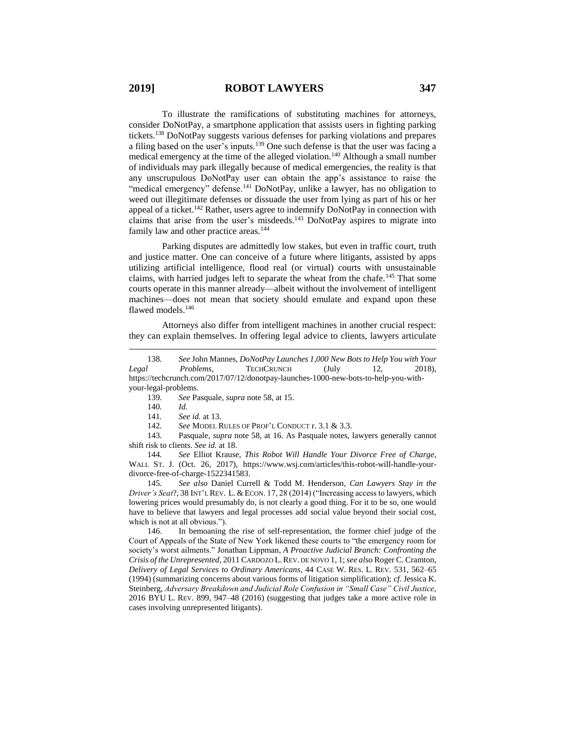To illustrate the ramifications of substituting machines for attorneys, consider DoNotPay, a smartphone application that assists users in fighting parking tickets.[138] DoNotPay suggests various defenses for parking violations and prepares a filing based on the user's inputs.[139] One such defense is that the user was facing a medical emergency at the time of the alleged violation.[140] Although a small number of individuals may park illegally because of medical emergencies, the reality is that any unscrupulous DoNotPay user can obtain the app's assistance to raise the "medical emergency" defense.[141] DoNotPay, unlike a lawyer, has no obligation to weed out illegitimate defenses or dissuade the user from lying as part of his or her appeal of a ticket.[142] Rather, users agree to indemnify DoNotPay in connection with claims that arise from the user's misdeeds.[143] DoNotPay aspires to migrate into family law and other practice areas.[144]

Parking disputes are admittedly low stakes, but even in traffic court, truth and justice matter. One can conceive of a future where litigants, assisted by apps utilizing artificial intelligence, flood real (or virtual) courts with unsustainable claims, with harried judges left to separate the wheat from the chafe.[145] That some courts operate in this manner already—albeit without the involvement of intelligent machines—does not mean that society should emulate and expand upon these flawed models.[146]

Attorneys also differ from intelligent machines in another crucial respect: they can explain themselves. In offering legal advice to clients, lawyers articulate

---

138. *See* John Mannes, *DoNotPay Launches 1,000 New Bots to Help You with Your Legal Problems*, TECHCRUNCH (July 12, 2018), https://techcrunch.com/2017/07/12/donotpay-launches-1000-new-bots-to-help-you-with-your-legal-problems.

139. *See* Pasquale, *supra* note 58, at 15.

140. *Id.*

141. *See id.* at 13.

142. *See* MODEL RULES OF PROF'L CONDUCT r. 3.1 & 3.3.

143. Pasquale, *supra* note 58, at 16. As Pasquale notes, lawyers generally cannot shift risk to clients. *See id.* at 18.

144. *See* Elliot Krause, *This Robot Will Handle Your Divorce Free of Charge*, WALL ST. J. (Oct. 26, 2017), https://www.wsj.com/articles/this-robot-will-handle-your-divorce-free-of-charge-1522341583.

145. *See also* Daniel Currell & Todd M. Henderson, *Can Lawyers Stay in the Driver's Seat*?, 38 INT'L REV. L. & ECON. 17, 28 (2014) ("Increasing access to lawyers, which lowering prices would presumably do, is not clearly a good thing. For it to be so, one would have to believe that lawyers and legal processes add social value beyond their social cost, which is not at all obvious.").

146. In bemoaning the rise of self-representation, the former chief judge of the Court of Appeals of the State of New York likened these courts to "the emergency room for society's worst ailments." Jonathan Lippman, *A Proactive Judicial Branch: Confronting the Crisis of the Unrepresented*, 2011 CARDOZO L. REV. DE NOVO 1, 1; *see also* Roger C. Cramton, *Delivery of Legal Services to Ordinary Americans*, 44 CASE W. RES. L. REV. 531, 562–65 (1994) (summarizing concerns about various forms of litigation simplification); *cf.* Jessica K. Steinberg, *Adversary Breakdown and Judicial Role Confusion in "Small Case" Civil Justice*, 2016 BYU L. REV. 899, 947–48 (2016) (suggesting that judges take a more active role in cases involving unrepresented litigants).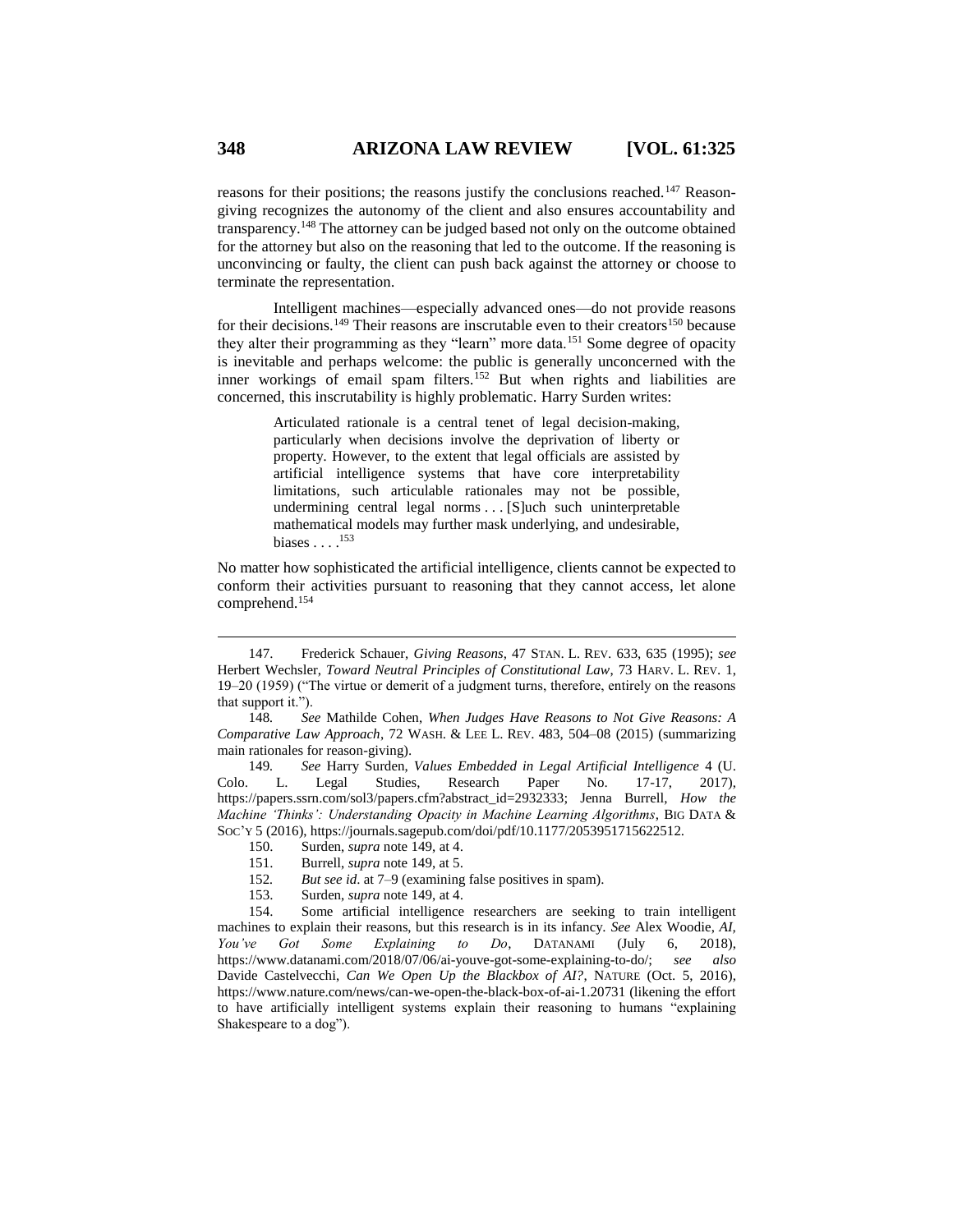reasons for their positions; the reasons justify the conclusions reached.[147] Reason-giving recognizes the autonomy of the client and also ensures accountability and transparency.[148] The attorney can be judged based not only on the outcome obtained for the attorney but also on the reasoning that led to the outcome. If the reasoning is unconvincing or faulty, the client can push back against the attorney or choose to terminate the representation.

Intelligent machines—especially advanced ones—do not provide reasons for their decisions.[149] Their reasons are inscrutable even to their creators[150] because they alter their programming as they "learn" more data.[151] Some degree of opacity is inevitable and perhaps welcome: the public is generally unconcerned with the inner workings of email spam filters.[152] But when rights and liabilities are concerned, this inscrutability is highly problematic. Harry Surden writes:

> Articulated rationale is a central tenet of legal decision-making, particularly when decisions involve the deprivation of liberty or property. However, to the extent that legal officials are assisted by artificial intelligence systems that have core interpretability limitations, such articulable rationales may not be possible, undermining central legal norms . . . [S]uch such uninterpretable mathematical models may further mask underlying, and undesirable, biases . . . .[153]

No matter how sophisticated the artificial intelligence, clients cannot be expected to conform their activities pursuant to reasoning that they cannot access, let alone comprehend.[154]

---

147. Frederick Schauer, *Giving Reasons*, 47 STAN. L. REV. 633, 635 (1995); *see* Herbert Wechsler, *Toward Neutral Principles of Constitutional Law*, 73 HARV. L. REV. 1, 19–20 (1959) ("The virtue or demerit of a judgment turns, therefore, entirely on the reasons that support it.").

148. *See* Mathilde Cohen, *When Judges Have Reasons to Not Give Reasons: A Comparative Law Approach*, 72 WASH. & LEE L. REV. 483, 504–08 (2015) (summarizing main rationales for reason-giving).

149. *See* Harry Surden, *Values Embedded in Legal Artificial Intelligence* 4 (U. Colo. L. Legal Studies, Research Paper No. 17-17, 2017), https://papers.ssrn.com/sol3/papers.cfm?abstract_id=2932333; Jenna Burrell, *How the Machine 'Thinks': Understanding Opacity in Machine Learning Algorithms*, BIG DATA & SOC'Y 5 (2016), https://journals.sagepub.com/doi/pdf/10.1177/2053951715622512.

150. Surden, *supra* note 149, at 4.

151. Burrell, *supra* note 149, at 5.

152. *But see id*. at 7–9 (examining false positives in spam).

153. Surden, *supra* note 149, at 4.

154. Some artificial intelligence researchers are seeking to train intelligent machines to explain their reasons, but this research is in its infancy. *See* Alex Woodie, *AI, You've Got Some Explaining to Do*, DATANAMI (July 6, 2018), https://www.datanami.com/2018/07/06/ai-youve-got-some-explaining-to-do/; *see also* Davide Castelvecchi, *Can We Open Up the Blackbox of AI?*, NATURE (Oct. 5, 2016), https://www.nature.com/news/can-we-open-the-black-box-of-ai-1.20731 (likening the effort to have artificially intelligent systems explain their reasoning to humans "explaining Shakespeare to a dog").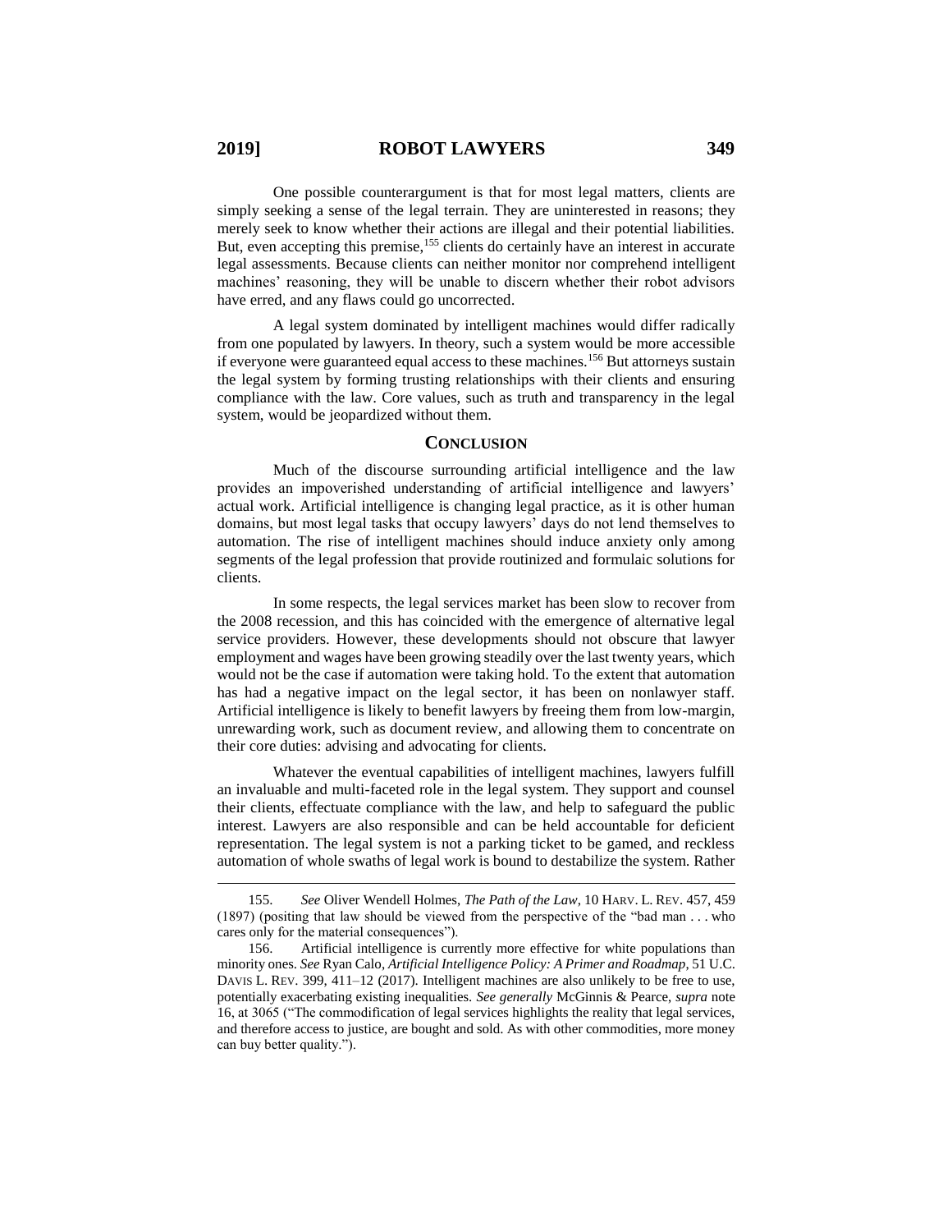One possible counterargument is that for most legal matters, clients are simply seeking a sense of the legal terrain. They are uninterested in reasons; they merely seek to know whether their actions are illegal and their potential liabilities. But, even accepting this premise,[155] clients do certainly have an interest in accurate legal assessments. Because clients can neither monitor nor comprehend intelligent machines' reasoning, they will be unable to discern whether their robot advisors have erred, and any flaws could go uncorrected.

A legal system dominated by intelligent machines would differ radically from one populated by lawyers. In theory, such a system would be more accessible if everyone were guaranteed equal access to these machines.[156] But attorneys sustain the legal system by forming trusting relationships with their clients and ensuring compliance with the law. Core values, such as truth and transparency in the legal system, would be jeopardized without them.

## CONCLUSION

Much of the discourse surrounding artificial intelligence and the law provides an impoverished understanding of artificial intelligence and lawyers' actual work. Artificial intelligence is changing legal practice, as it is other human domains, but most legal tasks that occupy lawyers' days do not lend themselves to automation. The rise of intelligent machines should induce anxiety only among segments of the legal profession that provide routinized and formulaic solutions for clients.

In some respects, the legal services market has been slow to recover from the 2008 recession, and this has coincided with the emergence of alternative legal service providers. However, these developments should not obscure that lawyer employment and wages have been growing steadily over the last twenty years, which would not be the case if automation were taking hold. To the extent that automation has had a negative impact on the legal sector, it has been on nonlawyer staff. Artificial intelligence is likely to benefit lawyers by freeing them from low-margin, unrewarding work, such as document review, and allowing them to concentrate on their core duties: advising and advocating for clients.

Whatever the eventual capabilities of intelligent machines, lawyers fulfill an invaluable and multi-faceted role in the legal system. They support and counsel their clients, effectuate compliance with the law, and help to safeguard the public interest. Lawyers are also responsible and can be held accountable for deficient representation. The legal system is not a parking ticket to be gamed, and reckless automation of whole swaths of legal work is bound to destabilize the system. Rather

---

155. *See* Oliver Wendell Holmes, *The Path of the Law*, 10 HARV. L. REV. 457, 459 (1897) (positing that law should be viewed from the perspective of the "bad man . . . who cares only for the material consequences").

156. Artificial intelligence is currently more effective for white populations than minority ones. *See* Ryan Calo, *Artificial Intelligence Policy: A Primer and Roadmap*, 51 U.C. DAVIS L. REV. 399, 411–12 (2017). Intelligent machines are also unlikely to be free to use, potentially exacerbating existing inequalities. *See generally* McGinnis & Pearce, *supra* note 16, at 3065 ("The commodification of legal services highlights the reality that legal services, and therefore access to justice, are bought and sold. As with other commodities, more money can buy better quality.").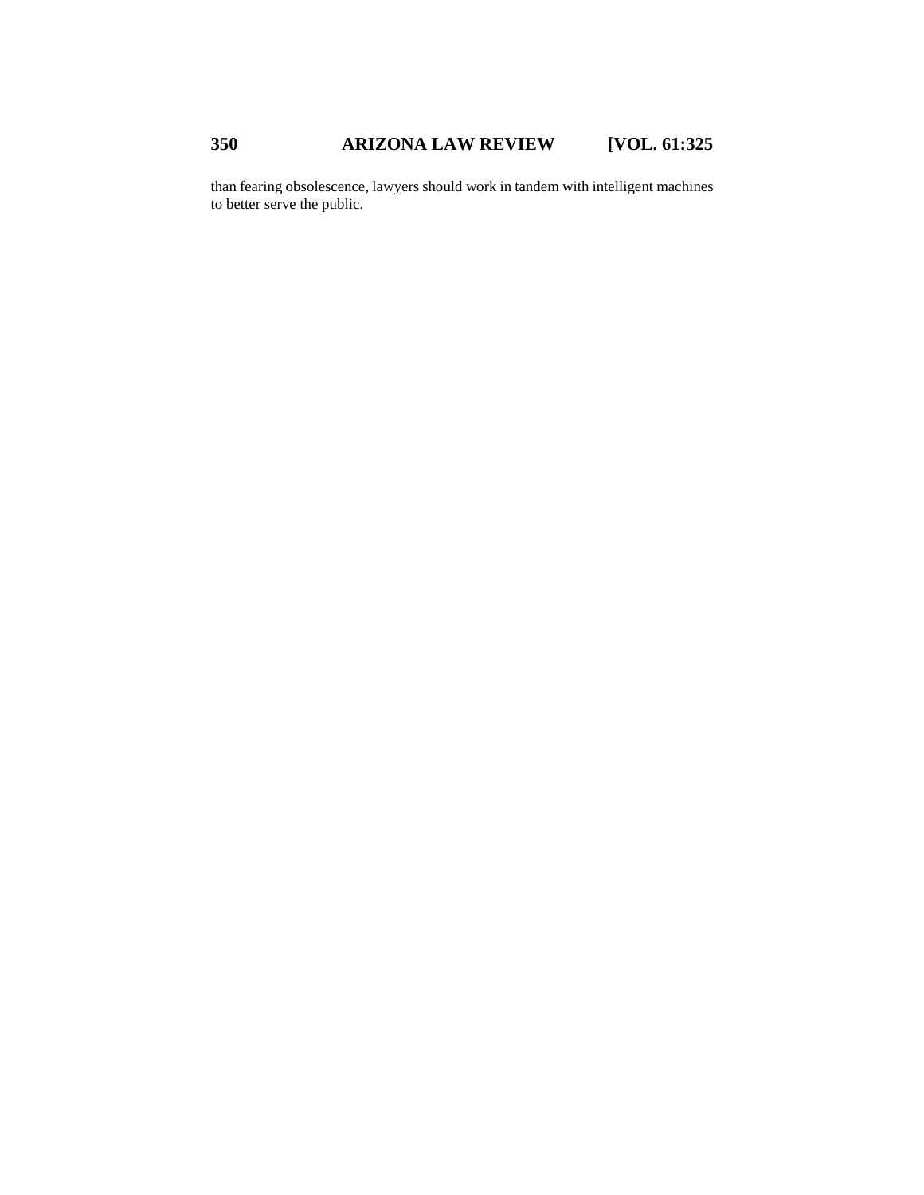than fearing obsolescence, lawyers should work in tandem with intelligent machines to better serve the public.